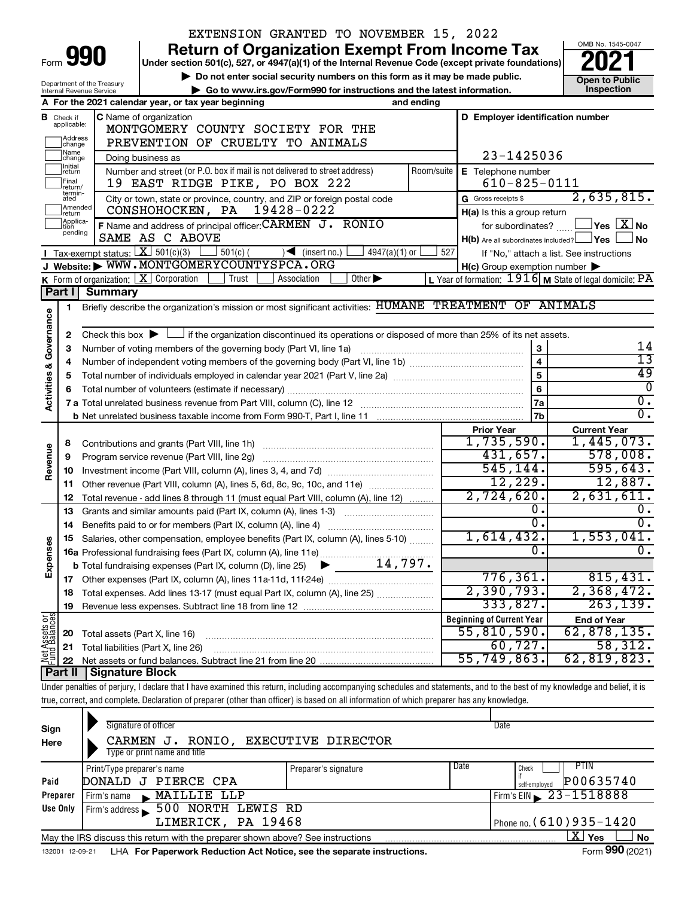EXTENSION GRANTED TO NOVEMBER 15, 2022

Form **990**

# Return of Organization Exempt From Income Tax

**Under section 501(c), 527, or 4947(a)(1) of the Internal Revenue Code (except private foundations)**

▶ Do not enter social security numbers on this form as it may be made public.

▶ Go to www.irs.gov/Form990 for instructions and the latest information.

OMB No. 1545-0047

**2021**

**Open to Public Inspection**

Department of the Treasury
Internal Revenue Service

**A** For the 2021 calendar year, or tax year beginning  and ending

**B** Check if applicable: Address change / Name change / Initial return / Final return/terminated / Amended return / Application pending

**C** Name of organization: MONTGOMERY COUNTY SOCIETY FOR THE PREVENTION OF CRUELTY TO ANIMALS

Doing business as

Number and street (or P.O. box if mail is not delivered to street address): 19 EAST RIDGE PIKE, PO BOX 222 | Room/suite

City or town, state or province, country, and ZIP or foreign postal code: CONSHOHOCKEN, PA 19428-0222

**D** Employer identification number: 23-1425036

**E** Telephone number: 610-825-0111

**G** Gross receipts $ 2,635,815.

**F** Name and address of principal officer: CARMEN J. RONIO, SAME AS C ABOVE

**H(a)** Is this a group return for subordinates? ☐ Yes ☒ No

**H(b)** Are all subordinates included? ☐ Yes ☐ No — If "No," attach a list. See instructions

**H(c)** Group exemption number ▶

**I** Tax-exempt status: ☒ 501(c)(3) ☐ 501(c) ( ) ◀ (insert no.) ☐ 4947(a)(1) or ☐ 527

**J** Website: ▶ WWW.MONTGOMERYCOUNTYSPCA.ORG

**K** Form of organization: ☒ Corporation ☐ Trust ☐ Association ☐ Other ▶

**L** Year of formation: 1916 **M** State of legal domicile: PA

## Part I Summary

**Activities & Governance**

1 Briefly describe the organization's mission or most significant activities: HUMANE TREATMENT OF ANIMALS

2 Check this box ▶ ☐ if the organization discontinued its operations or disposed of more than 25% of its net assets.

| | | | |
|---|---|---|---|
| 3 | Number of voting members of the governing body (Part VI, line 1a) | 3 | 14 |
| 4 | Number of independent voting members of the governing body (Part VI, line 1b) | 4 | 13 |
| 5 | Total number of individuals employed in calendar year 2021 (Part V, line 2a) | 5 | 49 |
| 6 | Total number of volunteers (estimate if necessary) | 6 | 0 |
| 7a | Total unrelated business revenue from Part VIII, column (C), line 12 | 7a | 0. |
| b | Net unrelated business taxable income from Form 990-T, Part I, line 11 | 7b | 0. |

| | | | Prior Year | Current Year |
|---|---|---|---|---|
| **Revenue** | 8 | Contributions and grants (Part VIII, line 1h) | 1,735,590. | 1,445,073. |
| | 9 | Program service revenue (Part VIII, line 2g) | 431,657. | 578,008. |
| | 10 | Investment income (Part VIII, column (A), lines 3, 4, and 7d) | 545,144. | 595,643. |
| | 11 | Other revenue (Part VIII, column (A), lines 5, 6d, 8c, 9c, 10c, and 11e) | 12,229. | 12,887. |
| | 12 | Total revenue - add lines 8 through 11 (must equal Part VIII, column (A), line 12) | 2,724,620. | 2,631,611. |
| **Expenses** | 13 | Grants and similar amounts paid (Part IX, column (A), lines 1-3) | 0. | 0. |
| | 14 | Benefits paid to or for members (Part IX, column (A), line 4) | 0. | 0. |
| | 15 | Salaries, other compensation, employee benefits (Part IX, column (A), lines 5-10) | 1,614,432. | 1,553,041. |
| | 16a | Professional fundraising fees (Part IX, column (A), line 11e) | 0. | 0. |
| | b | Total fundraising expenses (Part IX, column (D), line 25) ▶ 14,797. | | |
| | 17 | Other expenses (Part IX, column (A), lines 11a-11d, 11f-24e) | 776,361. | 815,431. |
| | 18 | Total expenses. Add lines 13-17 (must equal Part IX, column (A), line 25) | 2,390,793. | 2,368,472. |
| | 19 | Revenue less expenses. Subtract line 18 from line 12 | 333,827. | 263,139. |
| | | | **Beginning of Current Year** | **End of Year** |
| **Net Assets or Fund Balances** | 20 | Total assets (Part X, line 16) | 55,810,590. | 62,878,135. |
| | 21 | Total liabilities (Part X, line 26) | 60,727. | 58,312. |
| | 22 | Net assets or fund balances. Subtract line 21 from line 20 | 55,749,863. | 62,819,823. |

## Part II Signature Block

Under penalties of perjury, I declare that I have examined this return, including accompanying schedules and statements, and to the best of my knowledge and belief, it is true, correct, and complete. Declaration of preparer (other than officer) is based on all information of which preparer has any knowledge.

**Sign Here**

Signature of officer | Date

CARMEN J. RONIO, EXECUTIVE DIRECTOR
Type or print name and title

**Paid Preparer Use Only**

| Print/Type preparer's name | Preparer's signature | Date | Check ☐ if self-employed | PTIN |
|---|---|---|---|---|
| DONALD J PIERCE CPA | | | | P00635740 |

Firm's name ▶ MAILLIE LLP — Firm's EIN ▶ 23-1518888

Firm's address ▶ 500 NORTH LEWIS RD, LIMERICK, PA 19468 — Phone no. (610)935-1420

May the IRS discuss this return with the preparer shown above? See instructions ☒ Yes ☐ No

132001 12-09-21 LHA **For Paperwork Reduction Act Notice, see the separate instructions.** Form **990** (2021)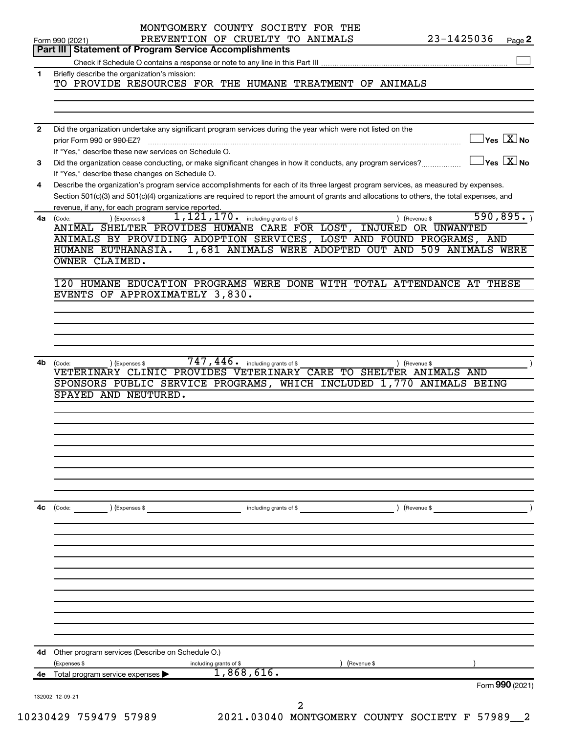MONTGOMERY COUNTY SOCIETY FOR THE PREVENTION OF CRUELTY TO ANIMALS 23-1425036

Form 990 (2021) Page **2**

## Part III Statement of Program Service Accomplishments

Check if Schedule O contains a response or note to any line in this Part III ☐

**1** Briefly describe the organization's mission:

TO PROVIDE RESOURCES FOR THE HUMANE TREATMENT OF ANIMALS

**2** Did the organization undertake any significant program services during the year which were not listed on the prior Form 990 or 990-EZ? ☐ Yes ☒ No

If "Yes," describe these new services on Schedule O.

**3** Did the organization cease conducting, or make significant changes in how it conducts, any program services? ☐ Yes ☒ No

If "Yes," describe these changes on Schedule O.

**4** Describe the organization's program service accomplishments for each of its three largest program services, as measured by expenses. Section 501(c)(3) and 501(c)(4) organizations are required to report the amount of grants and allocations to others, the total expenses, and revenue, if any, for each program service reported.

**4a** (Code: ) (Expenses $ 1,121,170. including grants of $ ) (Revenue $ 590,895. )

ANIMAL SHELTER PROVIDES HUMANE CARE FOR LOST, INJURED OR UNWANTED ANIMALS BY PROVIDING ADOPTION SERVICES, LOST AND FOUND PROGRAMS, AND HUMANE EUTHANASIA. 1,681 ANIMALS WERE ADOPTED OUT AND 509 ANIMALS WERE OWNER CLAIMED.

120 HUMANE EDUCATION PROGRAMS WERE DONE WITH TOTAL ATTENDANCE AT THESE EVENTS OF APPROXIMATELY 3,830.

**4b** (Code: ) (Expenses $ 747,446. including grants of $ ) (Revenue $ )

VETERINARY CLINIC PROVIDES VETERINARY CARE TO SHELTER ANIMALS AND SPONSORS PUBLIC SERVICE PROGRAMS, WHICH INCLUDED 1,770 ANIMALS BEING SPAYED AND NEUTURED.

**4c** (Code: ) (Expenses $ including grants of $ ) (Revenue $ )

**4d** Other program services (Describe on Schedule O.)

(Expenses $ including grants of $ ) (Revenue $ )

**4e** Total program service expenses ▶ 1,868,616.

Form **990** (2021)

132002 12-09-21

10230429 759479 57989 2021.03040 MONTGOMERY COUNTY SOCIETY F 57989__2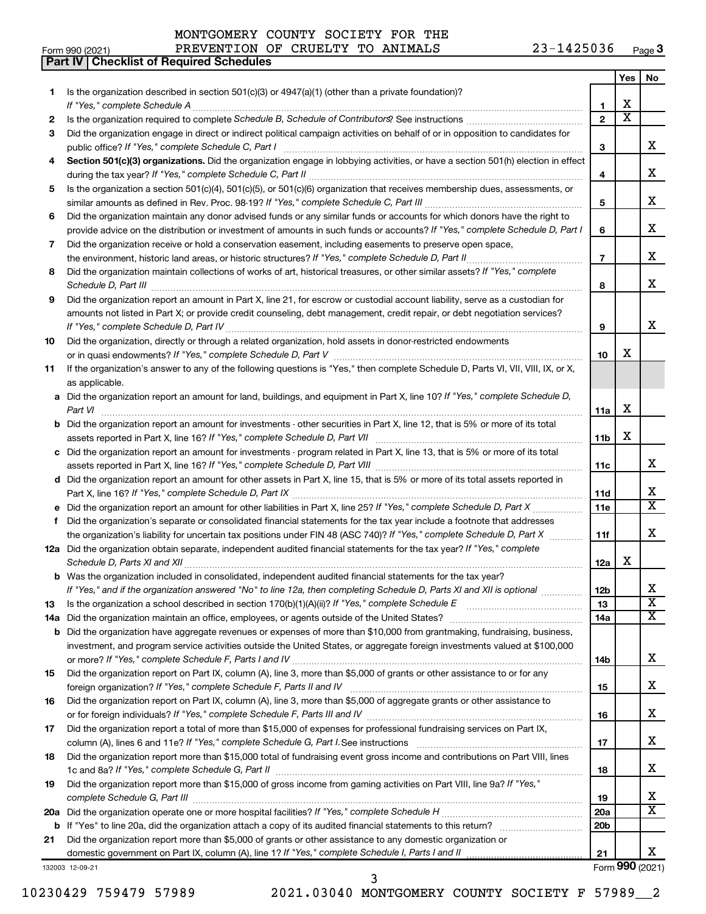MONTGOMERY COUNTY SOCIETY FOR THE PREVENTION OF CRUELTY TO ANIMALS 23-1425036

Form 990 (2021)

## Part IV Checklist of Required Schedules

| | | | Yes | No |
|---|---|---|---|---|
| 1 | Is the organization described in section 501(c)(3) or 4947(a)(1) (other than a private foundation)? *If "Yes," complete Schedule A* | 1 | X | |
| 2 | Is the organization required to complete *Schedule B, Schedule of Contributors*? See instructions | 2 | X | |
| 3 | Did the organization engage in direct or indirect political campaign activities on behalf of or in opposition to candidates for public office? *If "Yes," complete Schedule C, Part I* | 3 | | X |
| 4 | **Section 501(c)(3) organizations.** Did the organization engage in lobbying activities, or have a section 501(h) election in effect during the tax year? *If "Yes," complete Schedule C, Part II* | 4 | | X |
| 5 | Is the organization a section 501(c)(4), 501(c)(5), or 501(c)(6) organization that receives membership dues, assessments, or similar amounts as defined in Rev. Proc. 98-19? *If "Yes," complete Schedule C, Part III* | 5 | | X |
| 6 | Did the organization maintain any donor advised funds or any similar funds or accounts for which donors have the right to provide advice on the distribution or investment of amounts in such funds or accounts? *If "Yes," complete Schedule D, Part I* | 6 | | X |
| 7 | Did the organization receive or hold a conservation easement, including easements to preserve open space, the environment, historic land areas, or historic structures? *If "Yes," complete Schedule D, Part II* | 7 | | X |
| 8 | Did the organization maintain collections of works of art, historical treasures, or other similar assets? *If "Yes," complete Schedule D, Part III* | 8 | | X |
| 9 | Did the organization report an amount in Part X, line 21, for escrow or custodial account liability, serve as a custodian for amounts not listed in Part X; or provide credit counseling, debt management, credit repair, or debt negotiation services? *If "Yes," complete Schedule D, Part IV* | 9 | | X |
| 10 | Did the organization, directly or through a related organization, hold assets in donor-restricted endowments or in quasi endowments? *If "Yes," complete Schedule D, Part V* | 10 | X | |
| 11 | If the organization's answer to any of the following questions is "Yes," then complete Schedule D, Parts VI, VII, VIII, IX, or X, as applicable. | | | |
| a | Did the organization report an amount for land, buildings, and equipment in Part X, line 10? *If "Yes," complete Schedule D, Part VI* | 11a | X | |
| b | Did the organization report an amount for investments - other securities in Part X, line 12, that is 5% or more of its total assets reported in Part X, line 16? *If "Yes," complete Schedule D, Part VII* | 11b | X | |
| c | Did the organization report an amount for investments - program related in Part X, line 13, that is 5% or more of its total assets reported in Part X, line 16? *If "Yes," complete Schedule D, Part VIII* | 11c | | X |
| d | Did the organization report an amount for other assets in Part X, line 15, that is 5% or more of its total assets reported in Part X, line 16? *If "Yes," complete Schedule D, Part IX* | 11d | | X |
| e | Did the organization report an amount for other liabilities in Part X, line 25? *If "Yes," complete Schedule D, Part X* | 11e | | X |
| f | Did the organization's separate or consolidated financial statements for the tax year include a footnote that addresses the organization's liability for uncertain tax positions under FIN 48 (ASC 740)? *If "Yes," complete Schedule D, Part X* | 11f | | X |
| 12a | Did the organization obtain separate, independent audited financial statements for the tax year? *If "Yes," complete Schedule D, Parts XI and XII* | 12a | X | |
| b | Was the organization included in consolidated, independent audited financial statements for the tax year? *If "Yes," and if the organization answered "No" to line 12a, then completing Schedule D, Parts XI and XII is optional* | 12b | | X |
| 13 | Is the organization a school described in section 170(b)(1)(A)(ii)? *If "Yes," complete Schedule E* | 13 | | X |
| 14a | Did the organization maintain an office, employees, or agents outside of the United States? | 14a | | X |
| b | Did the organization have aggregate revenues or expenses of more than $10,000 from grantmaking, fundraising, business, investment, and program service activities outside the United States, or aggregate foreign investments valued at $100,000 or more? *If "Yes," complete Schedule F, Parts I and IV* | 14b | | X |
| 15 | Did the organization report on Part IX, column (A), line 3, more than $5,000 of grants or other assistance to or for any foreign organization? *If "Yes," complete Schedule F, Parts II and IV* | 15 | | X |
| 16 | Did the organization report on Part IX, column (A), line 3, more than $5,000 of aggregate grants or other assistance to or for foreign individuals? *If "Yes," complete Schedule F, Parts III and IV* | 16 | | X |
| 17 | Did the organization report a total of more than $15,000 of expenses for professional fundraising services on Part IX, column (A), lines 6 and 11e? *If "Yes," complete Schedule G, Part I.* See instructions | 17 | | X |
| 18 | Did the organization report more than $15,000 total of fundraising event gross income and contributions on Part VIII, lines 1c and 8a? *If "Yes," complete Schedule G, Part II* | 18 | | X |
| 19 | Did the organization report more than $15,000 of gross income from gaming activities on Part VIII, line 9a? *If "Yes," complete Schedule G, Part III* | 19 | | X |
| 20a | Did the organization operate one or more hospital facilities? *If "Yes," complete Schedule H* | 20a | | X |
| b | If "Yes" to line 20a, did the organization attach a copy of its audited financial statements to this return? | 20b | | |
| 21 | Did the organization report more than $5,000 of grants or other assistance to any domestic organization or domestic government on Part IX, column (A), line 1? *If "Yes," complete Schedule I, Parts I and II* | 21 | | X |

132003 12-09-21 Form **990** (2021)

10230429 759479 57989 2021.03040 MONTGOMERY COUNTY SOCIETY F 57989__2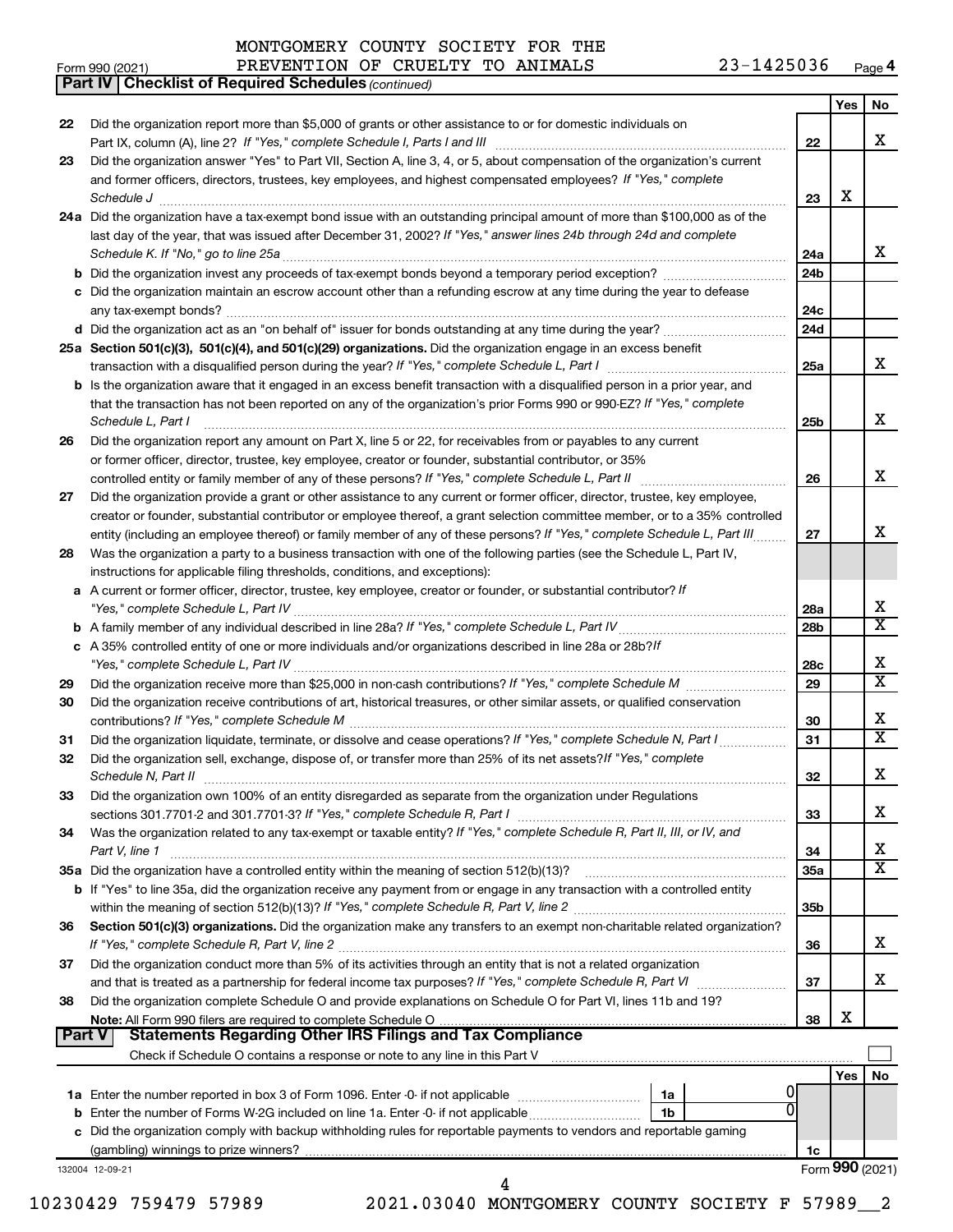MONTGOMERY COUNTY SOCIETY FOR THE PREVENTION OF CRUELTY TO ANIMALS 23-1425036

Form 990 (2021)

## Part IV | Checklist of Required Schedules *(continued)*

| | | | Yes | No |
|---|---|---|---|---|
| 22 | Did the organization report more than $5,000 of grants or other assistance to or for domestic individuals on Part IX, column (A), line 2? *If "Yes," complete Schedule I, Parts I and III* | 22 | | X |
| 23 | Did the organization answer "Yes" to Part VII, Section A, line 3, 4, or 5, about compensation of the organization's current and former officers, directors, trustees, key employees, and highest compensated employees? *If "Yes," complete Schedule J* | 23 | X | |
| 24a | Did the organization have a tax-exempt bond issue with an outstanding principal amount of more than $100,000 as of the last day of the year, that was issued after December 31, 2002? *If "Yes," answer lines 24b through 24d and complete Schedule K. If "No," go to line 25a* | 24a | | X |
| b | Did the organization invest any proceeds of tax-exempt bonds beyond a temporary period exception? | 24b | | |
| c | Did the organization maintain an escrow account other than a refunding escrow at any time during the year to defease any tax-exempt bonds? | 24c | | |
| d | Did the organization act as an "on behalf of" issuer for bonds outstanding at any time during the year? | 24d | | |
| 25a | **Section 501(c)(3), 501(c)(4), and 501(c)(29) organizations.** Did the organization engage in an excess benefit transaction with a disqualified person during the year? *If "Yes," complete Schedule L, Part I* | 25a | | X |
| b | Is the organization aware that it engaged in an excess benefit transaction with a disqualified person in a prior year, and that the transaction has not been reported on any of the organization's prior Forms 990 or 990-EZ? *If "Yes," complete Schedule L, Part I* | 25b | | X |
| 26 | Did the organization report any amount on Part X, line 5 or 22, for receivables from or payables to any current or former officer, director, trustee, key employee, creator or founder, substantial contributor, or 35% controlled entity or family member of any of these persons? *If "Yes," complete Schedule L, Part II* | 26 | | X |
| 27 | Did the organization provide a grant or other assistance to any current or former officer, director, trustee, key employee, creator or founder, substantial contributor or employee thereof, a grant selection committee member, or to a 35% controlled entity (including an employee thereof) or family member of any of these persons? *If "Yes," complete Schedule L, Part III* | 27 | | X |
| 28 | Was the organization a party to a business transaction with one of the following parties (see the Schedule L, Part IV, instructions for applicable filing thresholds, conditions, and exceptions): | | | |
| a | A current or former officer, director, trustee, key employee, creator or founder, or substantial contributor? *If "Yes," complete Schedule L, Part IV* | 28a | | X |
| b | A family member of any individual described in line 28a? *If "Yes," complete Schedule L, Part IV* | 28b | | X |
| c | A 35% controlled entity of one or more individuals and/or organizations described in line 28a or 28b? *If "Yes," complete Schedule L, Part IV* | 28c | | X |
| 29 | Did the organization receive more than $25,000 in non-cash contributions? *If "Yes," complete Schedule M* | 29 | | X |
| 30 | Did the organization receive contributions of art, historical treasures, or other similar assets, or qualified conservation contributions? *If "Yes," complete Schedule M* | 30 | | X |
| 31 | Did the organization liquidate, terminate, or dissolve and cease operations? *If "Yes," complete Schedule N, Part I* | 31 | | X |
| 32 | Did the organization sell, exchange, dispose of, or transfer more than 25% of its net assets? *If "Yes," complete Schedule N, Part II* | 32 | | X |
| 33 | Did the organization own 100% of an entity disregarded as separate from the organization under Regulations sections 301.7701-2 and 301.7701-3? *If "Yes," complete Schedule R, Part I* | 33 | | X |
| 34 | Was the organization related to any tax-exempt or taxable entity? *If "Yes," complete Schedule R, Part II, III, or IV, and Part V, line 1* | 34 | | X |
| 35a | Did the organization have a controlled entity within the meaning of section 512(b)(13)? | 35a | | X |
| b | If "Yes" to line 35a, did the organization receive any payment from or engage in any transaction with a controlled entity within the meaning of section 512(b)(13)? *If "Yes," complete Schedule R, Part V, line 2* | 35b | | |
| 36 | **Section 501(c)(3) organizations.** Did the organization make any transfers to an exempt non-charitable related organization? *If "Yes," complete Schedule R, Part V, line 2* | 36 | | X |
| 37 | Did the organization conduct more than 5% of its activities through an entity that is not a related organization and that is treated as a partnership for federal income tax purposes? *If "Yes," complete Schedule R, Part VI* | 37 | | X |
| 38 | Did the organization complete Schedule O and provide explanations on Schedule O for Part VI, lines 11b and 19? **Note:** All Form 990 filers are required to complete Schedule O | 38 | X | |

## Part V | Statements Regarding Other IRS Filings and Tax Compliance

Check if Schedule O contains a response or note to any line in this Part V ☐

| | | | | | Yes | No |
|---|---|---|---|---|---|---|
| 1a | Enter the number reported in box 3 of Form 1096. Enter -0- if not applicable | 1a | 0 | | | |
| b | Enter the number of Forms W-2G included on line 1a. Enter -0- if not applicable | 1b | 0 | | | |
| c | Did the organization comply with backup withholding rules for reportable payments to vendors and reportable gaming (gambling) winnings to prize winners? | | | 1c | | |

Form **990** (2021)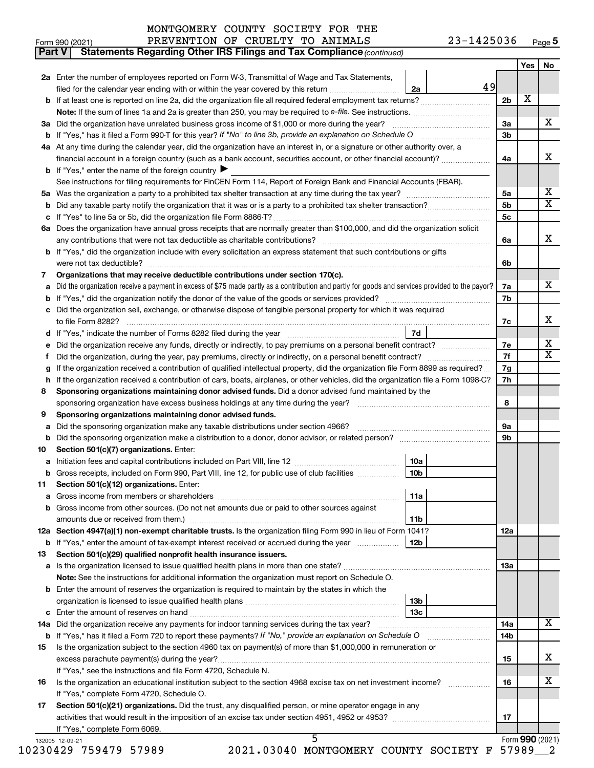MONTGOMERY COUNTY SOCIETY FOR THE PREVENTION OF CRUELTY TO ANIMALS 23-1425036

Form 990 (2021) Page 5

**Part V Statements Regarding Other IRS Filings and Tax Compliance** *(continued)*

| | | | | Yes | No |
|---|---|---|---|---|---|
| **2a** | Enter the number of employees reported on Form W-3, Transmittal of Wage and Tax Statements, filed for the calendar year ending with or within the year covered by this return | 2a | 49 | | |
| **b** | If at least one is reported on line 2a, did the organization file all required federal employment tax returns? | | 2b | X | |
| | **Note:** If the sum of lines 1a and 2a is greater than 250, you may be required to *e-file.* See instructions. | | | | |
| **3a** | Did the organization have unrelated business gross income of $1,000 or more during the year? | | 3a | | X |
| **b** | If "Yes," has it filed a Form 990-T for this year? *If "No" to line 3b, provide an explanation on Schedule O* | | 3b | | |
| **4a** | At any time during the calendar year, did the organization have an interest in, or a signature or other authority over, a financial account in a foreign country (such as a bank account, securities account, or other financial account)? | | 4a | | X |
| **b** | If "Yes," enter the name of the foreign country ▶ | | | | |
| | See instructions for filing requirements for FinCEN Form 114, Report of Foreign Bank and Financial Accounts (FBAR). | | | | |
| **5a** | Was the organization a party to a prohibited tax shelter transaction at any time during the tax year? | | 5a | | X |
| **b** | Did any taxable party notify the organization that it was or is a party to a prohibited tax shelter transaction? | | 5b | | X |
| **c** | If "Yes" to line 5a or 5b, did the organization file Form 8886-T? | | 5c | | |
| **6a** | Does the organization have annual gross receipts that are normally greater than $100,000, and did the organization solicit any contributions that were not tax deductible as charitable contributions? | | 6a | | X |
| **b** | If "Yes," did the organization include with every solicitation an express statement that such contributions or gifts were not tax deductible? | | 6b | | |
| **7** | **Organizations that may receive deductible contributions under section 170(c).** | | | | |
| **a** | Did the organization receive a payment in excess of $75 made partly as a contribution and partly for goods and services provided to the payor? | | 7a | | X |
| **b** | If "Yes," did the organization notify the donor of the value of the goods or services provided? | | 7b | | |
| **c** | Did the organization sell, exchange, or otherwise dispose of tangible personal property for which it was required to file Form 8282? | | 7c | | X |
| **d** | If "Yes," indicate the number of Forms 8282 filed during the year | 7d | | | |
| **e** | Did the organization receive any funds, directly or indirectly, to pay premiums on a personal benefit contract? | | 7e | | X |
| **f** | Did the organization, during the year, pay premiums, directly or indirectly, on a personal benefit contract? | | 7f | | X |
| **g** | If the organization received a contribution of qualified intellectual property, did the organization file Form 8899 as required? | | 7g | | |
| **h** | If the organization received a contribution of cars, boats, airplanes, or other vehicles, did the organization file a Form 1098-C? | | 7h | | |
| **8** | **Sponsoring organizations maintaining donor advised funds.** Did a donor advised fund maintained by the sponsoring organization have excess business holdings at any time during the year? | | 8 | | |
| **9** | **Sponsoring organizations maintaining donor advised funds.** | | | | |
| **a** | Did the sponsoring organization make any taxable distributions under section 4966? | | 9a | | |
| **b** | Did the sponsoring organization make a distribution to a donor, donor advisor, or related person? | | 9b | | |
| **10** | **Section 501(c)(7) organizations.** Enter: | | | | |
| **a** | Initiation fees and capital contributions included on Part VIII, line 12 | 10a | | | |
| **b** | Gross receipts, included on Form 990, Part VIII, line 12, for public use of club facilities | 10b | | | |
| **11** | **Section 501(c)(12) organizations.** Enter: | | | | |
| **a** | Gross income from members or shareholders | 11a | | | |
| **b** | Gross income from other sources. (Do not net amounts due or paid to other sources against amounts due or received from them.) | 11b | | | |
| **12a** | **Section 4947(a)(1) non-exempt charitable trusts.** Is the organization filing Form 990 in lieu of Form 1041? | | 12a | | |
| **b** | If "Yes," enter the amount of tax-exempt interest received or accrued during the year | 12b | | | |
| **13** | **Section 501(c)(29) qualified nonprofit health insurance issuers.** | | | | |
| **a** | Is the organization licensed to issue qualified health plans in more than one state? | | 13a | | |
| | **Note:** See the instructions for additional information the organization must report on Schedule O. | | | | |
| **b** | Enter the amount of reserves the organization is required to maintain by the states in which the organization is licensed to issue qualified health plans | 13b | | | |
| **c** | Enter the amount of reserves on hand | 13c | | | |
| **14a** | Did the organization receive any payments for indoor tanning services during the tax year? | | 14a | | X |
| **b** | If "Yes," has it filed a Form 720 to report these payments? *If "No," provide an explanation on Schedule O* | | 14b | | |
| **15** | Is the organization subject to the section 4960 tax on payment(s) of more than $1,000,000 in remuneration or excess parachute payment(s) during the year? | | 15 | | X |
| | If "Yes," see the instructions and file Form 4720, Schedule N. | | | | |
| **16** | Is the organization an educational institution subject to the section 4968 excise tax on net investment income? | | 16 | | X |
| | If "Yes," complete Form 4720, Schedule O. | | | | |
| **17** | **Section 501(c)(21) organizations.** Did the trust, any disqualified person, or mine operator engage in any activities that would result in the imposition of an excise tax under section 4951, 4952 or 4953? | | 17 | | |
| | If "Yes," complete Form 6069. | | | | |

Form **990** (2021)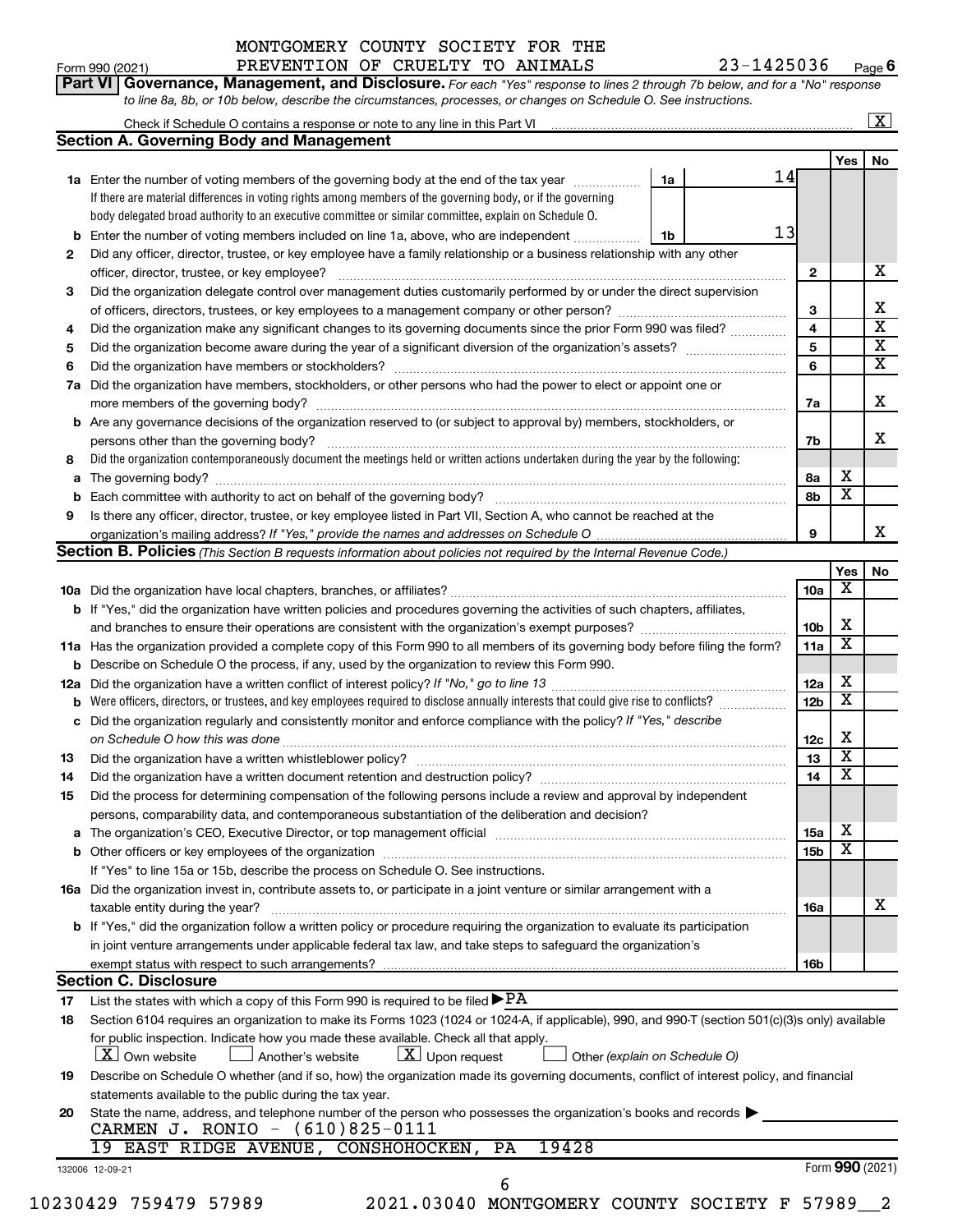MONTGOMERY COUNTY SOCIETY FOR THE PREVENTION OF CRUELTY TO ANIMALS 23-1425036

Form 990 (2021) Page 6

**Part VI Governance, Management, and Disclosure.** *For each "Yes" response to lines 2 through 7b below, and for a "No" response to line 8a, 8b, or 10b below, describe the circumstances, processes, or changes on Schedule O. See instructions.*

Check if Schedule O contains a response or note to any line in this Part VI ... [X]

## Section A. Governing Body and Management

| | | | | Yes | No |
|---|---|---|---|---|---|
| **1a** | Enter the number of voting members of the governing body at the end of the tax year ... **1a** 14 | | | | |
| | If there are material differences in voting rights among members of the governing body, or if the governing body delegated broad authority to an executive committee or similar committee, explain on Schedule O. | | | | |
| **b** | Enter the number of voting members included on line 1a, above, who are independent ... **1b** 13 | | | | |
| **2** | Did any officer, director, trustee, or key employee have a family relationship or a business relationship with any other officer, director, trustee, or key employee? | | 2 | | X |
| **3** | Did the organization delegate control over management duties customarily performed by or under the direct supervision of officers, directors, trustees, or key employees to a management company or other person? | | 3 | | X |
| **4** | Did the organization make any significant changes to its governing documents since the prior Form 990 was filed? | | 4 | | X |
| **5** | Did the organization become aware during the year of a significant diversion of the organization's assets? | | 5 | | X |
| **6** | Did the organization have members or stockholders? | | 6 | | X |
| **7a** | Did the organization have members, stockholders, or other persons who had the power to elect or appoint one or more members of the governing body? | | 7a | | X |
| **b** | Are any governance decisions of the organization reserved to (or subject to approval by) members, stockholders, or persons other than the governing body? | | 7b | | X |
| **8** | Did the organization contemporaneously document the meetings held or written actions undertaken during the year by the following: | | | | |
| **a** | The governing body? | | 8a | X | |
| **b** | Each committee with authority to act on behalf of the governing body? | | 8b | X | |
| **9** | Is there any officer, director, trustee, or key employee listed in Part VII, Section A, who cannot be reached at the organization's mailing address? *If "Yes," provide the names and addresses on Schedule O* | | 9 | | X |

## Section B. Policies *(This Section B requests information about policies not required by the Internal Revenue Code.)*

| | | | Yes | No |
|---|---|---|---|---|
| **10a** | Did the organization have local chapters, branches, or affiliates? | 10a | X | |
| **b** | If "Yes," did the organization have written policies and procedures governing the activities of such chapters, affiliates, and branches to ensure their operations are consistent with the organization's exempt purposes? | 10b | X | |
| **11a** | Has the organization provided a complete copy of this Form 990 to all members of its governing body before filing the form? | 11a | X | |
| **b** | Describe on Schedule O the process, if any, used by the organization to review this Form 990. | | | |
| **12a** | Did the organization have a written conflict of interest policy? *If "No," go to line 13* | 12a | X | |
| **b** | Were officers, directors, or trustees, and key employees required to disclose annually interests that could give rise to conflicts? | 12b | X | |
| **c** | Did the organization regularly and consistently monitor and enforce compliance with the policy? *If "Yes," describe on Schedule O how this was done* | 12c | X | |
| **13** | Did the organization have a written whistleblower policy? | 13 | X | |
| **14** | Did the organization have a written document retention and destruction policy? | 14 | X | |
| **15** | Did the process for determining compensation of the following persons include a review and approval by independent persons, comparability data, and contemporaneous substantiation of the deliberation and decision? | | | |
| **a** | The organization's CEO, Executive Director, or top management official | 15a | X | |
| **b** | Other officers or key employees of the organization | 15b | X | |
| | If "Yes" to line 15a or 15b, describe the process on Schedule O. See instructions. | | | |
| **16a** | Did the organization invest in, contribute assets to, or participate in a joint venture or similar arrangement with a taxable entity during the year? | 16a | | X |
| **b** | If "Yes," did the organization follow a written policy or procedure requiring the organization to evaluate its participation in joint venture arrangements under applicable federal tax law, and take steps to safeguard the organization's exempt status with respect to such arrangements? | 16b | | |

## Section C. Disclosure

**17** List the states with which a copy of this Form 990 is required to be filed ▶ PA

**18** Section 6104 requires an organization to make its Forms 1023 (1024 or 1024-A, if applicable), 990, and 990-T (section 501(c)(3)s only) available for public inspection. Indicate how you made these available. Check all that apply.

[X] Own website  [ ] Another's website  [X] Upon request  [ ] Other *(explain on Schedule O)*

**19** Describe on Schedule O whether (and if so, how) the organization made its governing documents, conflict of interest policy, and financial statements available to the public during the tax year.

**20** State the name, address, and telephone number of the person who possesses the organization's books and records ▶

CARMEN J. RONIO - (610)825-0111

19 EAST RIDGE AVENUE, CONSHOHOCKEN, PA 19428

132006 12-09-21 Form **990** (2021)

10230429 759479 57989 2021.03040 MONTGOMERY COUNTY SOCIETY F 57989__2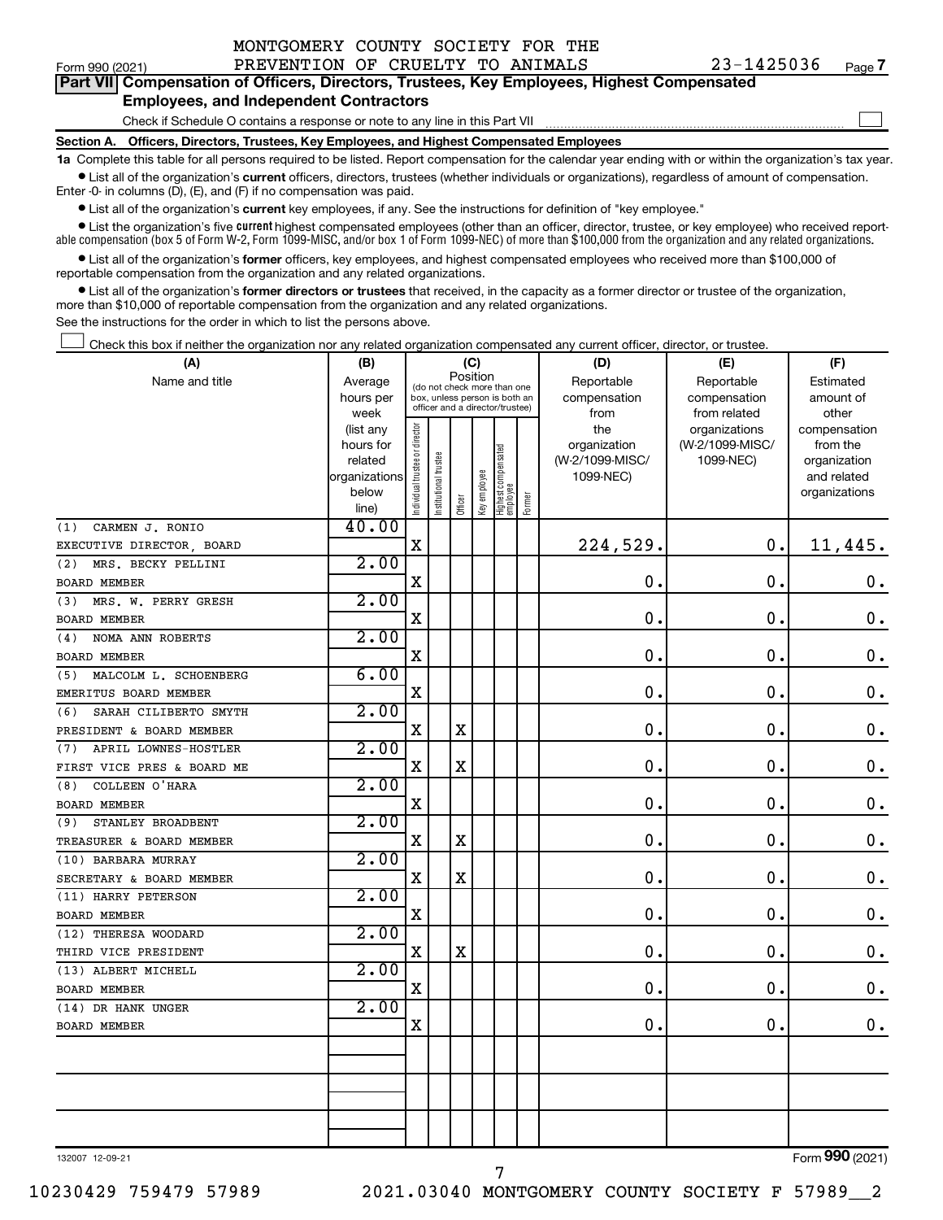MONTGOMERY COUNTY SOCIETY FOR THE PREVENTION OF CRUELTY TO ANIMALS 23-1425036

Form 990 (2021) Page 7

**Part VII Compensation of Officers, Directors, Trustees, Key Employees, Highest Compensated Employees, and Independent Contractors**

Check if Schedule O contains a response or note to any line in this Part VII ☐

**Section A. Officers, Directors, Trustees, Key Employees, and Highest Compensated Employees**

**1a** Complete this table for all persons required to be listed. Report compensation for the calendar year ending with or within the organization's tax year.

- List all of the organization's **current** officers, directors, trustees (whether individuals or organizations), regardless of amount of compensation. Enter -0- in columns (D), (E), and (F) if no compensation was paid.
- List all of the organization's **current** key employees, if any. See the instructions for definition of "key employee."
- List the organization's five **current** highest compensated employees (other than an officer, director, trustee, or key employee) who received reportable compensation (box 5 of Form W-2, Form 1099-MISC, and/or box 1 of Form 1099-NEC) of more than $100,000 from the organization and any related organizations.
- List all of the organization's **former** officers, key employees, and highest compensated employees who received more than $100,000 of reportable compensation from the organization and any related organizations.
- List all of the organization's **former directors or trustees** that received, in the capacity as a former director or trustee of the organization, more than $10,000 of reportable compensation from the organization and any related organizations.

See the instructions for the order in which to list the persons above.

☐ Check this box if neither the organization nor any related organization compensated any current officer, director, or trustee.

| (A) Name and title | (B) Average hours per week (list any hours for related organizations below line) | (C) Position: Individual trustee or director | Institutional trustee | Officer | Key employee | Highest compensated employee | Former | (D) Reportable compensation from the organization (W-2/1099-MISC/1099-NEC) | (E) Reportable compensation from related organizations (W-2/1099-MISC/1099-NEC) | (F) Estimated amount of other compensation from the organization and related organizations |
|---|---|---|---|---|---|---|---|---|---|---|
| (1) CARMEN J. RONIO<br>EXECUTIVE DIRECTOR, BOARD | 40.00 | X | | | | | | 224,529. | 0. | 11,445. |
| (2) MRS. BECKY PELLINI<br>BOARD MEMBER | 2.00 | X | | | | | | 0. | 0. | 0. |
| (3) MRS. W. PERRY GRESH<br>BOARD MEMBER | 2.00 | X | | | | | | 0. | 0. | 0. |
| (4) NOMA ANN ROBERTS<br>BOARD MEMBER | 2.00 | X | | | | | | 0. | 0. | 0. |
| (5) MALCOLM L. SCHOENBERG<br>EMERITUS BOARD MEMBER | 6.00 | X | | | | | | 0. | 0. | 0. |
| (6) SARAH CILIBERTO SMYTH<br>PRESIDENT & BOARD MEMBER | 2.00 | X | | X | | | | 0. | 0. | 0. |
| (7) APRIL LOWNES-HOSTLER<br>FIRST VICE PRES & BOARD ME | 2.00 | X | | X | | | | 0. | 0. | 0. |
| (8) COLLEEN O'HARA<br>BOARD MEMBER | 2.00 | X | | | | | | 0. | 0. | 0. |
| (9) STANLEY BROADBENT<br>TREASURER & BOARD MEMBER | 2.00 | X | | X | | | | 0. | 0. | 0. |
| (10) BARBARA MURRAY<br>SECRETARY & BOARD MEMBER | 2.00 | X | | X | | | | 0. | 0. | 0. |
| (11) HARRY PETERSON<br>BOARD MEMBER | 2.00 | X | | | | | | 0. | 0. | 0. |
| (12) THERESA WOODARD<br>THIRD VICE PRESIDENT | 2.00 | X | | X | | | | 0. | 0. | 0. |
| (13) ALBERT MICHELL<br>BOARD MEMBER | 2.00 | X | | | | | | 0. | 0. | 0. |
| (14) DR HANK UNGER<br>BOARD MEMBER | 2.00 | X | | | | | | 0. | 0. | 0. |
| | | | | | | | | | | |
| | | | | | | | | | | |
| | | | | | | | | | | |

132007 12-09-21 Form **990** (2021)

10230429 759479 57989 2021.03040 MONTGOMERY COUNTY SOCIETY F 57989__2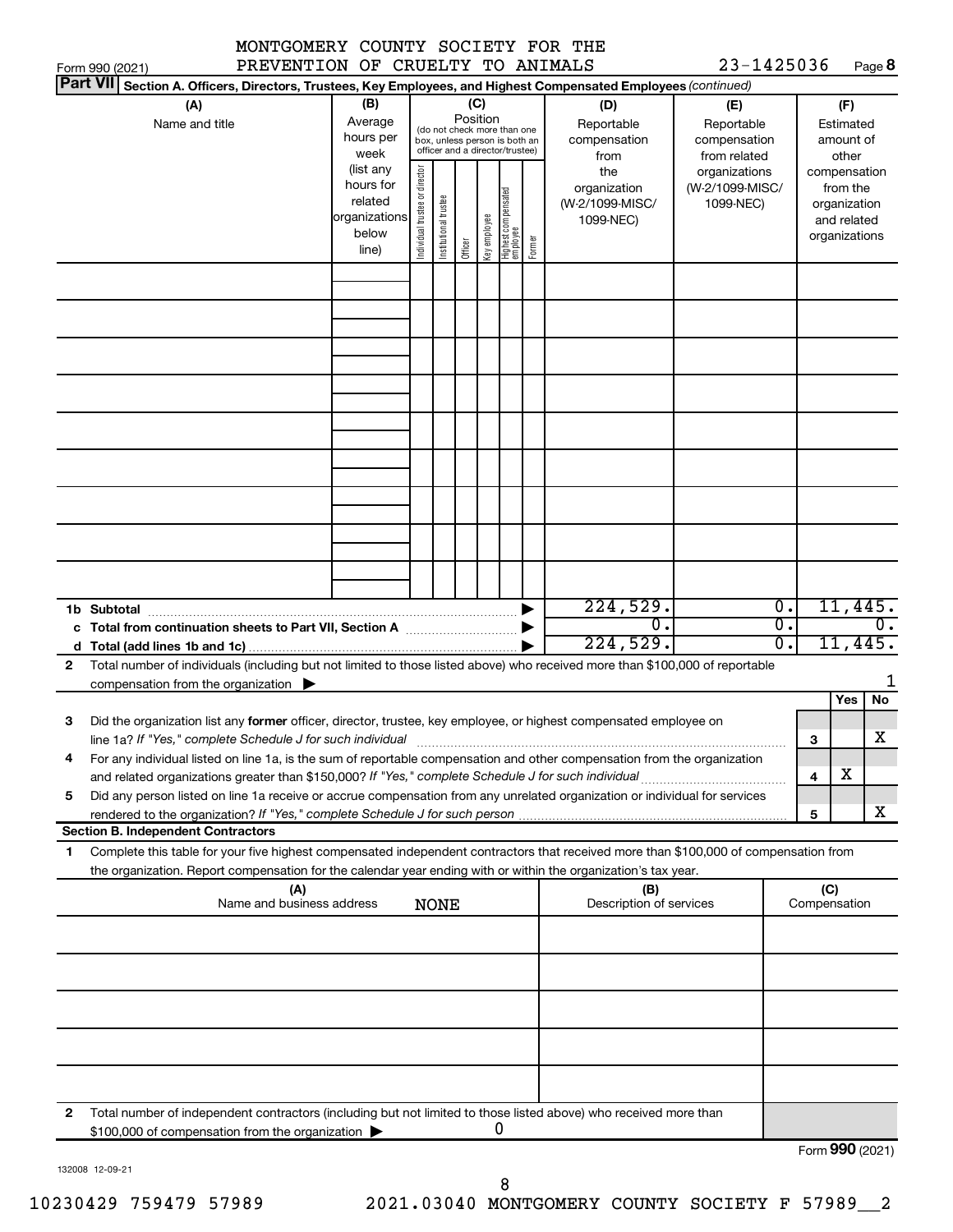MONTGOMERY COUNTY SOCIETY FOR THE PREVENTION OF CRUELTY TO ANIMALS 23-1425036

Form 990 (2021)

**Part VII Section A. Officers, Directors, Trustees, Key Employees, and Highest Compensated Employees** *(continued)*

| (A) Name and title | (B) Average hours per week (list any hours for related organizations below line) | (C) Position: Individual trustee or director | Institutional trustee | Officer | Key employee | Highest compensated employee | Former | (D) Reportable compensation from the organization (W-2/1099-MISC/ 1099-NEC) | (E) Reportable compensation from related organizations (W-2/1099-MISC/ 1099-NEC) | (F) Estimated amount of other compensation from the organization and related organizations |
|---|---|---|---|---|---|---|---|---|---|---|
| | | | | | | | | | | |
| | | | | | | | | | | |
| | | | | | | | | | | |
| | | | | | | | | | | |
| | | | | | | | | | | |
| | | | | | | | | | | |
| | | | | | | | | | | |
| | | | | | | | | | | |
| | | | | | | | | | | |
| **1b Subtotal** | | | | | | | | 224,529. | 0. | 11,445. |
| **c Total from continuation sheets to Part VII, Section A** | | | | | | | | 0. | 0. | 0. |
| **d Total (add lines 1b and 1c)** | | | | | | | | 224,529. | 0. | 11,445. |

**2** Total number of individuals (including but not limited to those listed above) who received more than $100,000 of reportable compensation from the organization ▶ 1

| | | | Yes | No |
|---|---|---|---|---|
| **3** | Did the organization list any **former** officer, director, trustee, key employee, or highest compensated employee on line 1a? *If "Yes," complete Schedule J for such individual* | 3 | | X |
| **4** | For any individual listed on line 1a, is the sum of reportable compensation and other compensation from the organization and related organizations greater than $150,000? *If "Yes," complete Schedule J for such individual* | 4 | X | |
| **5** | Did any person listed on line 1a receive or accrue compensation from any unrelated organization or individual for services rendered to the organization? *If "Yes," complete Schedule J for such person* | 5 | | X |

**Section B. Independent Contractors**

**1** Complete this table for your five highest compensated independent contractors that received more than $100,000 of compensation from the organization. Report compensation for the calendar year ending with or within the organization's tax year.

| (A) Name and business address | (B) Description of services | (C) Compensation |
|---|---|---|
| NONE | | |
| | | |
| | | |
| | | |
| | | |

**2** Total number of independent contractors (including but not limited to those listed above) who received more than $100,000 of compensation from the organization ▶ 0

Form **990** (2021)

132008 12-09-21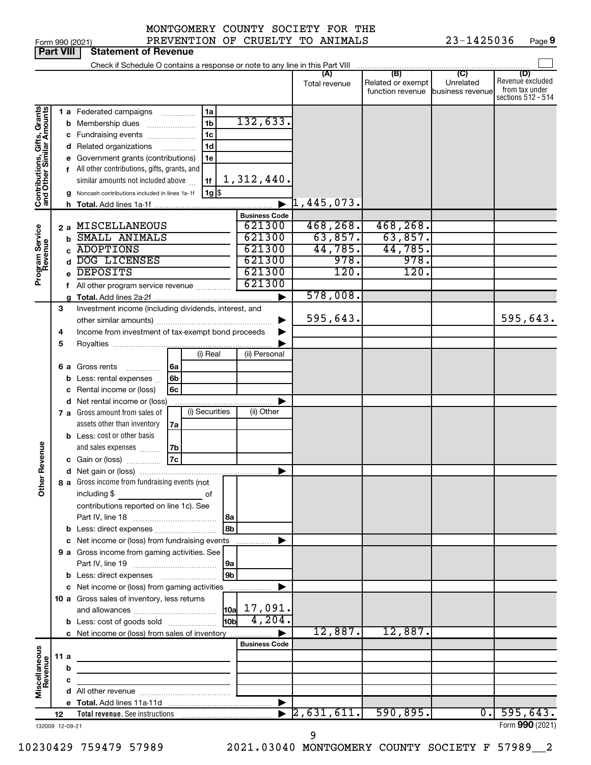MONTGOMERY COUNTY SOCIETY FOR THE PREVENTION OF CRUELTY TO ANIMALS — 23-1425036

Form 990 (2021)

## Part VIII — Statement of Revenue

Check if Schedule O contains a response or note to any line in this Part VIII

| | | | | (A) Total revenue | (B) Related or exempt function revenue | (C) Unrelated business revenue | (D) Revenue excluded from tax under sections 512 - 514 |
|---|---|---|---|---|---|---|---|
| **Contributions, Gifts, Grants and Other Similar Amounts** | 1a Federated campaigns | 1a | | | | | |
| | b Membership dues | 1b | 132,633. | | | | |
| | c Fundraising events | 1c | | | | | |
| | d Related organizations | 1d | | | | | |
| | e Government grants (contributions) | 1e | | | | | |
| | f All other contributions, gifts, grants, and similar amounts not included above | 1f | 1,312,440. | | | | |
| | g Noncash contributions included in lines 1a-1f | 1g | $ | | | | |
| | h Total. Add lines 1a-1f | | | 1,445,073. | | | |
| **Program Service Revenue** | | | **Business Code** | | | | |
| | 2a MISCELLANEOUS | | 621300 | 468,268. | 468,268. | | |
| | b SMALL ANIMALS | | 621300 | 63,857. | 63,857. | | |
| | c ADOPTIONS | | 621300 | 44,785. | 44,785. | | |
| | d DOG LICENSES | | 621300 | 978. | 978. | | |
| | e DEPOSITS | | 621300 | 120. | 120. | | |
| | f All other program service revenue | | 621300 | | | | |
| | g Total. Add lines 2a-2f | | | 578,008. | | | |
| **Other Revenue** | 3 Investment income (including dividends, interest, and other similar amounts) | | | 595,643. | | | 595,643. |
| | 4 Income from investment of tax-exempt bond proceeds | | | | | | |
| | 5 Royalties | | | | | | |
| | | (i) Real | (ii) Personal | | | | |
| | 6a Gross rents (6a) | | | | | | |
| | b Less: rental expenses (6b) | | | | | | |
| | c Rental income or (loss) (6c) | | | | | | |
| | d Net rental income or (loss) | | | | | | |
| | | (i) Securities | (ii) Other | | | | |
| | 7a Gross amount from sales of assets other than inventory (7a) | | | | | | |
| | b Less: cost or other basis and sales expenses (7b) | | | | | | |
| | c Gain or (loss) (7c) | | | | | | |
| | d Net gain or (loss) | | | | | | |
| | 8a Gross income from fundraising events (not including $ ______ of contributions reported on line 1c). See Part IV, line 18 | 8a | | | | | |
| | b Less: direct expenses | 8b | | | | | |
| | c Net income or (loss) from fundraising events | | | | | | |
| | 9a Gross income from gaming activities. See Part IV, line 19 | 9a | | | | | |
| | b Less: direct expenses | 9b | | | | | |
| | c Net income or (loss) from gaming activities | | | | | | |
| | 10a Gross sales of inventory, less returns and allowances | 10a | 17,091. | | | | |
| | b Less: cost of goods sold | 10b | 4,204. | | | | |
| | c Net income or (loss) from sales of inventory | | | 12,887. | 12,887. | | |
| **Miscellaneous Revenue** | | | **Business Code** | | | | |
| | 11a | | | | | | |
| | b | | | | | | |
| | c | | | | | | |
| | d All other revenue | | | | | | |
| | e Total. Add lines 11a-11d | | | | | | |
| | 12 Total revenue. See instructions | | | 2,631,611. | 590,895. | 0. | 595,643. |

132009 12-09-21

Form **990** (2021)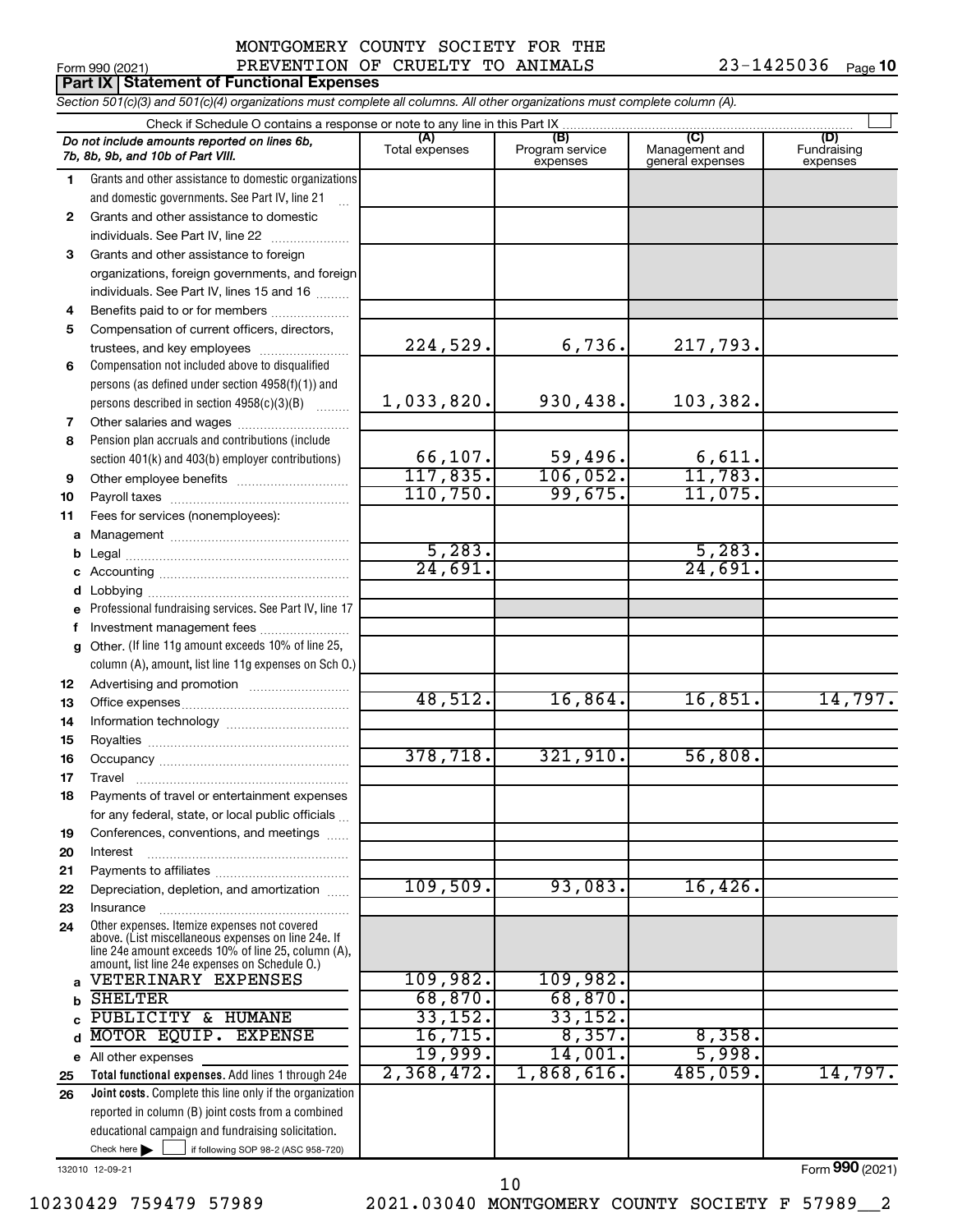MONTGOMERY COUNTY SOCIETY FOR THE PREVENTION OF CRUELTY TO ANIMALS 23-1425036

Form 990 (2021)

## Part IX Statement of Functional Expenses

*Section 501(c)(3) and 501(c)(4) organizations must complete all columns. All other organizations must complete column (A).*

Check if Schedule O contains a response or note to any line in this Part IX ☐

| *Do not include amounts reported on lines 6b, 7b, 8b, 9b, and 10b of Part VIII.* | (A) Total expenses | (B) Program service expenses | (C) Management and general expenses | (D) Fundraising expenses |
|---|---|---|---|---|
| 1 Grants and other assistance to domestic organizations and domestic governments. See Part IV, line 21 | | | | |
| 2 Grants and other assistance to domestic individuals. See Part IV, line 22 | | | | |
| 3 Grants and other assistance to foreign organizations, foreign governments, and foreign individuals. See Part IV, lines 15 and 16 | | | | |
| 4 Benefits paid to or for members | | | | |
| 5 Compensation of current officers, directors, trustees, and key employees | 224,529. | 6,736. | 217,793. | |
| 6 Compensation not included above to disqualified persons (as defined under section 4958(f)(1)) and persons described in section 4958(c)(3)(B) | 1,033,820. | 930,438. | 103,382. | |
| 7 Other salaries and wages | | | | |
| 8 Pension plan accruals and contributions (include section 401(k) and 403(b) employer contributions) | 66,107. | 59,496. | 6,611. | |
| 9 Other employee benefits | 117,835. | 106,052. | 11,783. | |
| 10 Payroll taxes | 110,750. | 99,675. | 11,075. | |
| 11 Fees for services (nonemployees): | | | | |
| a Management | | | | |
| b Legal | 5,283. | | 5,283. | |
| c Accounting | 24,691. | | 24,691. | |
| d Lobbying | | | | |
| e Professional fundraising services. See Part IV, line 17 | | | | |
| f Investment management fees | | | | |
| g Other. (If line 11g amount exceeds 10% of line 25, column (A), amount, list line 11g expenses on Sch O.) | | | | |
| 12 Advertising and promotion | | | | |
| 13 Office expenses | 48,512. | 16,864. | 16,851. | 14,797. |
| 14 Information technology | | | | |
| 15 Royalties | | | | |
| 16 Occupancy | 378,718. | 321,910. | 56,808. | |
| 17 Travel | | | | |
| 18 Payments of travel or entertainment expenses for any federal, state, or local public officials | | | | |
| 19 Conferences, conventions, and meetings | | | | |
| 20 Interest | | | | |
| 21 Payments to affiliates | | | | |
| 22 Depreciation, depletion, and amortization | 109,509. | 93,083. | 16,426. | |
| 23 Insurance | | | | |
| 24 Other expenses. Itemize expenses not covered above. (List miscellaneous expenses on line 24e. If line 24e amount exceeds 10% of line 25, column (A), amount, list line 24e expenses on Schedule O.) | | | | |
| a VETERINARY EXPENSES | 109,982. | 109,982. | | |
| b SHELTER | 68,870. | 68,870. | | |
| c PUBLICITY & HUMANE | 33,152. | 33,152. | | |
| d MOTOR EQUIP. EXPENSE | 16,715. | 8,357. | 8,358. | |
| e All other expenses | 19,999. | 14,001. | 5,998. | |
| 25 **Total functional expenses.** Add lines 1 through 24e | 2,368,472. | 1,868,616. | 485,059. | 14,797. |
| 26 **Joint costs.** Complete this line only if the organization reported in column (B) joint costs from a combined educational campaign and fundraising solicitation. Check here ☐ if following SOP 98-2 (ASC 958-720) | | | | |

132010 12-09-21

Form **990** (2021)

10230429 759479 57989 2021.03040 MONTGOMERY COUNTY SOCIETY F 57989__2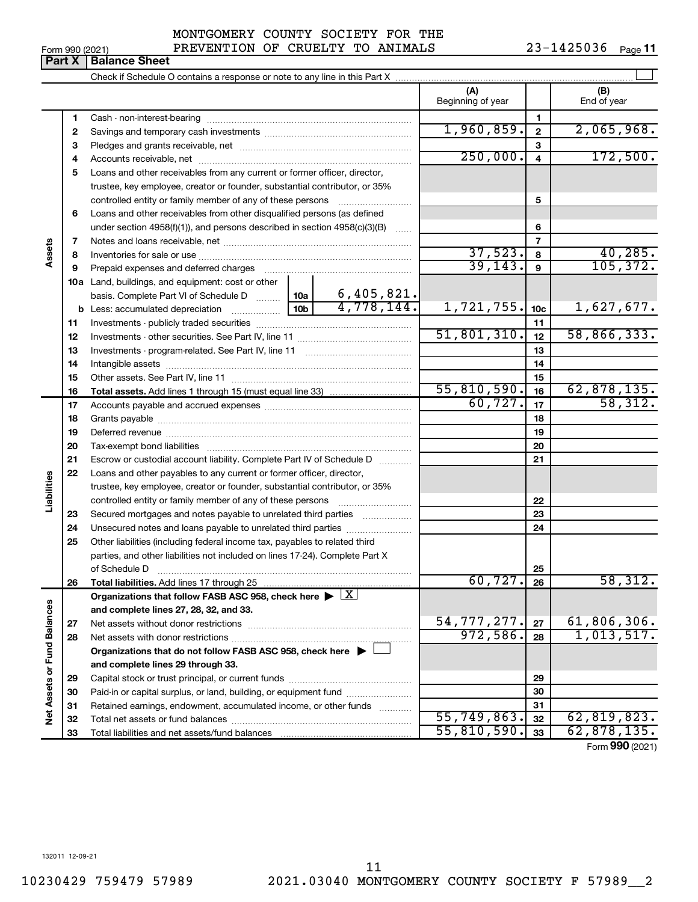MONTGOMERY COUNTY SOCIETY FOR THE PREVENTION OF CRUELTY TO ANIMALS

Form 990 (2021) 23-1425036

## Part X Balance Sheet

Check if Schedule O contains a response or note to any line in this Part X ☐

| | | | | (A) Beginning of year | | (B) End of year |
|---|---|---|---|---|---|---|
| Assets | 1 | Cash - non-interest-bearing | | | 1 | |
| | 2 | Savings and temporary cash investments | | 1,960,859. | 2 | 2,065,968. |
| | 3 | Pledges and grants receivable, net | | | 3 | |
| | 4 | Accounts receivable, net | | 250,000. | 4 | 172,500. |
| | 5 | Loans and other receivables from any current or former officer, director, trustee, key employee, creator or founder, substantial contributor, or 35% controlled entity or family member of any of these persons | | | 5 | |
| | 6 | Loans and other receivables from other disqualified persons (as defined under section 4958(f)(1)), and persons described in section 4958(c)(3)(B) | | | 6 | |
| | 7 | Notes and loans receivable, net | | | 7 | |
| | 8 | Inventories for sale or use | | 37,523. | 8 | 40,285. |
| | 9 | Prepaid expenses and deferred charges | | 39,143. | 9 | 105,372. |
| | 10a | Land, buildings, and equipment: cost or other basis. Complete Part VI of Schedule D | 10a 6,405,821. | | | |
| | b | Less: accumulated depreciation | 10b 4,778,144. | 1,721,755. | 10c | 1,627,677. |
| | 11 | Investments - publicly traded securities | | | 11 | |
| | 12 | Investments - other securities. See Part IV, line 11 | | 51,801,310. | 12 | 58,866,333. |
| | 13 | Investments - program-related. See Part IV, line 11 | | | 13 | |
| | 14 | Intangible assets | | | 14 | |
| | 15 | Other assets. See Part IV, line 11 | | | 15 | |
| | 16 | **Total assets.** Add lines 1 through 15 (must equal line 33) | | 55,810,590. | 16 | 62,878,135. |
| Liabilities | 17 | Accounts payable and accrued expenses | | 60,727. | 17 | 58,312. |
| | 18 | Grants payable | | | 18 | |
| | 19 | Deferred revenue | | | 19 | |
| | 20 | Tax-exempt bond liabilities | | | 20 | |
| | 21 | Escrow or custodial account liability. Complete Part IV of Schedule D | | | 21 | |
| | 22 | Loans and other payables to any current or former officer, director, trustee, key employee, creator or founder, substantial contributor, or 35% controlled entity or family member of any of these persons | | | 22 | |
| | 23 | Secured mortgages and notes payable to unrelated third parties | | | 23 | |
| | 24 | Unsecured notes and loans payable to unrelated third parties | | | 24 | |
| | 25 | Other liabilities (including federal income tax, payables to related third parties, and other liabilities not included on lines 17-24). Complete Part X of Schedule D | | | 25 | |
| | 26 | **Total liabilities.** Add lines 17 through 25 | | 60,727. | 26 | 58,312. |
| Net Assets or Fund Balances | | **Organizations that follow FASB ASC 958, check here ▶ ☒ and complete lines 27, 28, 32, and 33.** | | | | |
| | 27 | Net assets without donor restrictions | | 54,777,277. | 27 | 61,806,306. |
| | 28 | Net assets with donor restrictions | | 972,586. | 28 | 1,013,517. |
| | | **Organizations that do not follow FASB ASC 958, check here ▶ ☐ and complete lines 29 through 33.** | | | | |
| | 29 | Capital stock or trust principal, or current funds | | | 29 | |
| | 30 | Paid-in or capital surplus, or land, building, or equipment fund | | | 30 | |
| | 31 | Retained earnings, endowment, accumulated income, or other funds | | | 31 | |
| | 32 | Total net assets or fund balances | | 55,749,863. | 32 | 62,819,823. |
| | 33 | Total liabilities and net assets/fund balances | | 55,810,590. | 33 | 62,878,135. |

Form **990** (2021)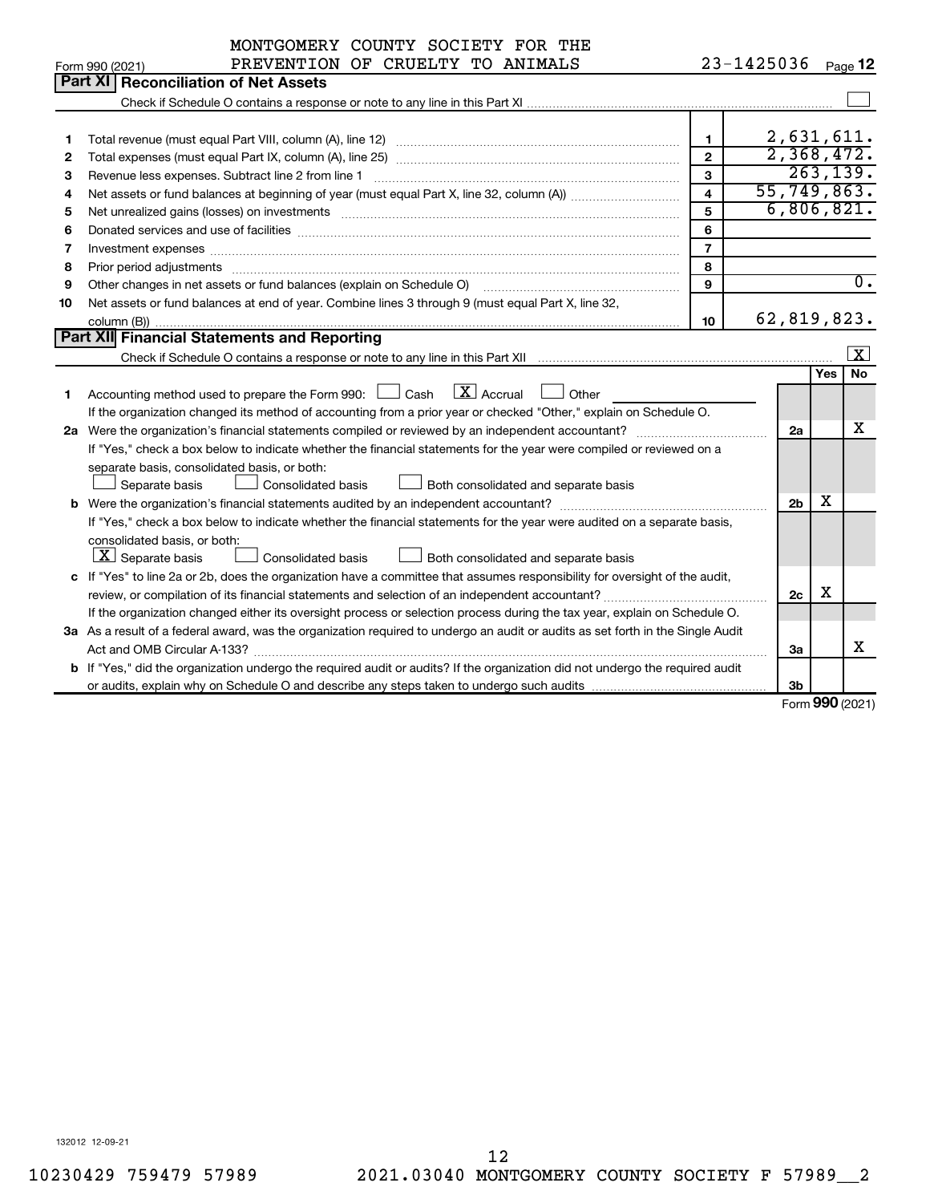MONTGOMERY COUNTY SOCIETY FOR THE PREVENTION OF CRUELTY TO ANIMALS 23-1425036

Form 990 (2021) Page **12**

## Part XI Reconciliation of Net Assets

Check if Schedule O contains a response or note to any line in this Part XI ☐

| | | | |
|---|---|---|---|
| 1 | Total revenue (must equal Part VIII, column (A), line 12) | 1 | 2,631,611. |
| 2 | Total expenses (must equal Part IX, column (A), line 25) | 2 | 2,368,472. |
| 3 | Revenue less expenses. Subtract line 2 from line 1 | 3 | 263,139. |
| 4 | Net assets or fund balances at beginning of year (must equal Part X, line 32, column (A)) | 4 | 55,749,863. |
| 5 | Net unrealized gains (losses) on investments | 5 | 6,806,821. |
| 6 | Donated services and use of facilities | 6 | |
| 7 | Investment expenses | 7 | |
| 8 | Prior period adjustments | 8 | |
| 9 | Other changes in net assets or fund balances (explain on Schedule O) | 9 | 0. |
| 10 | Net assets or fund balances at end of year. Combine lines 3 through 9 (must equal Part X, line 32, column (B)) | 10 | 62,819,823. |

## Part XII Financial Statements and Reporting

Check if Schedule O contains a response or note to any line in this Part XII ☒

| | | | Yes | No |
|---|---|---|---|---|
| 1 | Accounting method used to prepare the Form 990: ☐ Cash ☒ Accrual ☐ Other<br>If the organization changed its method of accounting from a prior year or checked "Other," explain on Schedule O. | | | |
| 2a | Were the organization's financial statements compiled or reviewed by an independent accountant?<br>If "Yes," check a box below to indicate whether the financial statements for the year were compiled or reviewed on a separate basis, consolidated basis, or both:<br>☐ Separate basis ☐ Consolidated basis ☐ Both consolidated and separate basis | 2a | | X |
| b | Were the organization's financial statements audited by an independent accountant?<br>If "Yes," check a box below to indicate whether the financial statements for the year were audited on a separate basis, consolidated basis, or both:<br>☒ Separate basis ☐ Consolidated basis ☐ Both consolidated and separate basis | 2b | X | |
| c | If "Yes" to line 2a or 2b, does the organization have a committee that assumes responsibility for oversight of the audit, review, or compilation of its financial statements and selection of an independent accountant?<br>If the organization changed either its oversight process or selection process during the tax year, explain on Schedule O. | 2c | X | |
| 3a | As a result of a federal award, was the organization required to undergo an audit or audits as set forth in the Single Audit Act and OMB Circular A-133? | 3a | | X |
| b | If "Yes," did the organization undergo the required audit or audits? If the organization did not undergo the required audit or audits, explain why on Schedule O and describe any steps taken to undergo such audits | 3b | | |

Form **990** (2021)

132012 12-09-21

10230429 759479 57989 2021.03040 MONTGOMERY COUNTY SOCIETY F 57989__2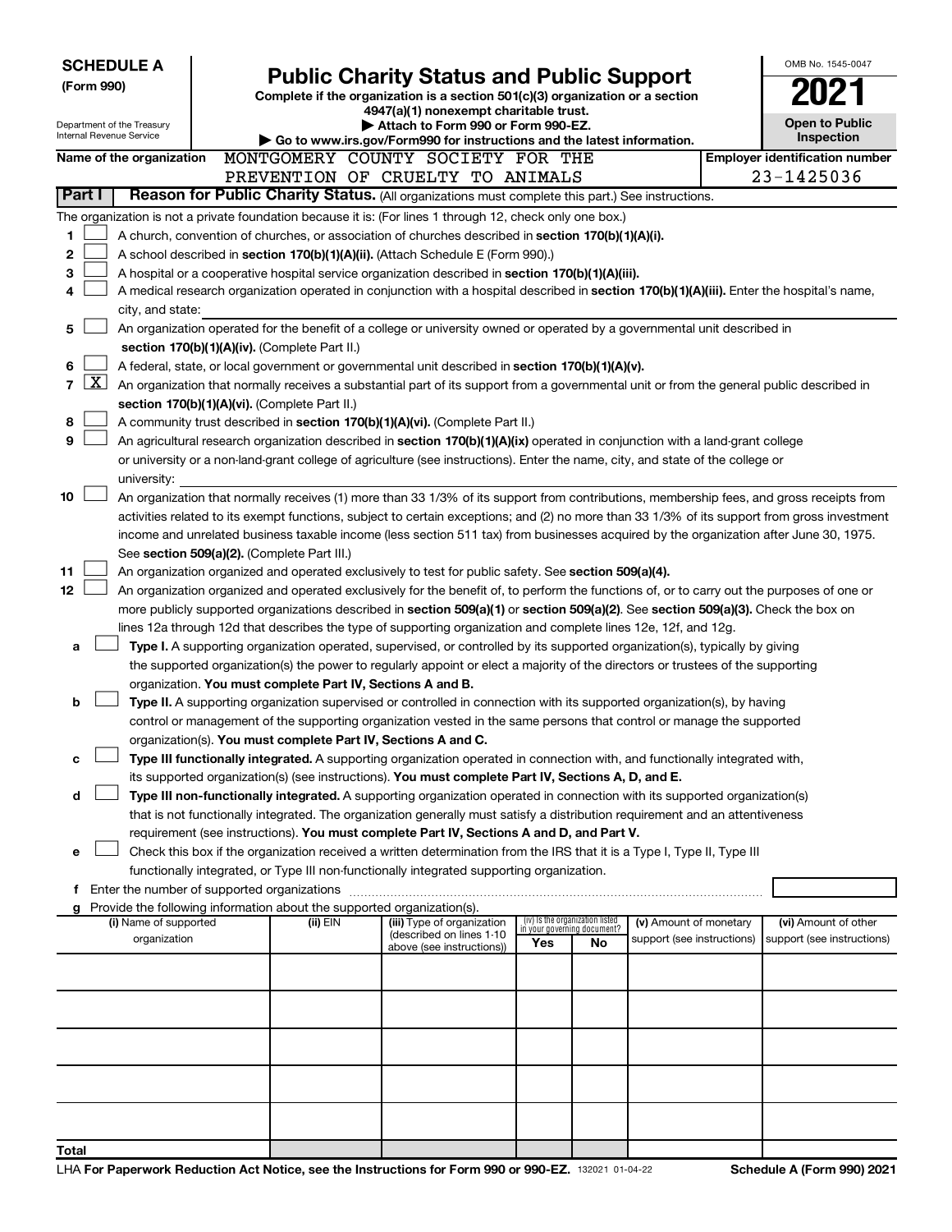**SCHEDULE A**
**(Form 990)**

Department of the Treasury
Internal Revenue Service

# Public Charity Status and Public Support

**Complete if the organization is a section 501(c)(3) organization or a section 4947(a)(1) nonexempt charitable trust.**
**▶ Attach to Form 990 or Form 990-EZ.**
**▶ Go to www.irs.gov/Form990 for instructions and the latest information.**

OMB No. 1545-0047

**2021**

**Open to Public Inspection**

**Name of the organization:** MONTGOMERY COUNTY SOCIETY FOR THE PREVENTION OF CRUELTY TO ANIMALS

**Employer identification number:** 23-1425036

## Part I — Reason for Public Charity Status. (All organizations must complete this part.) See instructions.

The organization is not a private foundation because it is: (For lines 1 through 12, check only one box.)

1. [ ] A church, convention of churches, or association of churches described in **section 170(b)(1)(A)(i).**
2. [ ] A school described in **section 170(b)(1)(A)(ii).** (Attach Schedule E (Form 990).)
3. [ ] A hospital or a cooperative hospital service organization described in **section 170(b)(1)(A)(iii).**
4. [ ] A medical research organization operated in conjunction with a hospital described in **section 170(b)(1)(A)(iii).** Enter the hospital's name, city, and state:
5. [ ] An organization operated for the benefit of a college or university owned or operated by a governmental unit described in **section 170(b)(1)(A)(iv).** (Complete Part II.)
6. [ ] A federal, state, or local government or governmental unit described in **section 170(b)(1)(A)(v).**
7. [X] An organization that normally receives a substantial part of its support from a governmental unit or from the general public described in **section 170(b)(1)(A)(vi).** (Complete Part II.)
8. [ ] A community trust described in **section 170(b)(1)(A)(vi).** (Complete Part II.)
9. [ ] An agricultural research organization described in **section 170(b)(1)(A)(ix)** operated in conjunction with a land-grant college or university or a non-land-grant college of agriculture (see instructions). Enter the name, city, and state of the college or university:
10. [ ] An organization that normally receives (1) more than 33 1/3% of its support from contributions, membership fees, and gross receipts from activities related to its exempt functions, subject to certain exceptions; and (2) no more than 33 1/3% of its support from gross investment income and unrelated business taxable income (less section 511 tax) from businesses acquired by the organization after June 30, 1975. See **section 509(a)(2).** (Complete Part III.)
11. [ ] An organization organized and operated exclusively to test for public safety. See **section 509(a)(4).**
12. [ ] An organization organized and operated exclusively for the benefit of, to perform the functions of, or to carry out the purposes of one or more publicly supported organizations described in **section 509(a)(1)** or **section 509(a)(2).** See **section 509(a)(3).** Check the box on lines 12a through 12d that describes the type of supporting organization and complete lines 12e, 12f, and 12g.

   a. [ ] **Type I.** A supporting organization operated, supervised, or controlled by its supported organization(s), typically by giving the supported organization(s) the power to regularly appoint or elect a majority of the directors or trustees of the supporting organization. **You must complete Part IV, Sections A and B.**

   b. [ ] **Type II.** A supporting organization supervised or controlled in connection with its supported organization(s), by having control or management of the supporting organization vested in the same persons that control or manage the supported organization(s). **You must complete Part IV, Sections A and C.**

   c. [ ] **Type III functionally integrated.** A supporting organization operated in connection with, and functionally integrated with, its supported organization(s) (see instructions). **You must complete Part IV, Sections A, D, and E.**

   d. [ ] **Type III non-functionally integrated.** A supporting organization operated in connection with its supported organization(s) that is not functionally integrated. The organization generally must satisfy a distribution requirement and an attentiveness requirement (see instructions). **You must complete Part IV, Sections A and D, and Part V.**

   e. [ ] Check this box if the organization received a written determination from the IRS that it is a Type I, Type II, Type III functionally integrated, or Type III non-functionally integrated supporting organization.

   f. Enter the number of supported organizations

   g. Provide the following information about the supported organization(s).

| (i) Name of supported organization | (ii) EIN | (iii) Type of organization (described on lines 1-10 above (see instructions)) | (iv) Is the organization listed in your governing document? Yes | No | (v) Amount of monetary support (see instructions) | (vi) Amount of other support (see instructions) |
|---|---|---|---|---|---|---|
| | | | | | | |
| | | | | | | |
| | | | | | | |
| | | | | | | |
| | | | | | | |
| **Total** | | | | | | |

LHA **For Paperwork Reduction Act Notice, see the Instructions for Form 990 or 990-EZ.** 132021 01-04-22 **Schedule A (Form 990) 2021**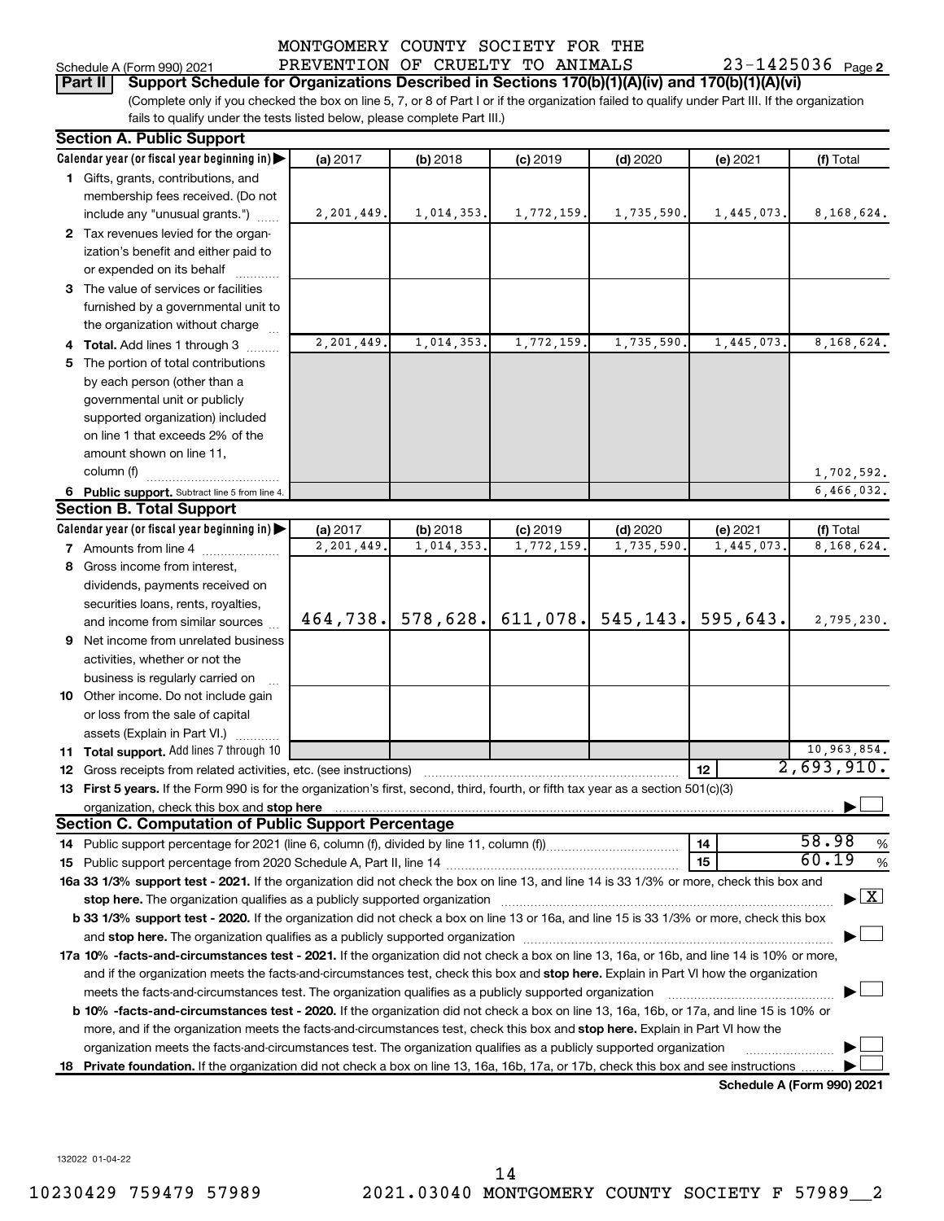MONTGOMERY COUNTY SOCIETY FOR THE PREVENTION OF CRUELTY TO ANIMALS 23-1425036

Schedule A (Form 990) 2021 Page **2**

**Part II Support Schedule for Organizations Described in Sections 170(b)(1)(A)(iv) and 170(b)(1)(A)(vi)**

(Complete only if you checked the box on line 5, 7, or 8 of Part I or if the organization failed to qualify under Part III. If the organization fails to qualify under the tests listed below, please complete Part III.)

## Section A. Public Support

| Calendar year (or fiscal year beginning in) | (a) 2017 | (b) 2018 | (c) 2019 | (d) 2020 | (e) 2021 | (f) Total |
|---|---|---|---|---|---|---|
| **1** Gifts, grants, contributions, and membership fees received. (Do not include any "unusual grants.") | 2,201,449. | 1,014,353. | 1,772,159. | 1,735,590. | 1,445,073. | 8,168,624. |
| **2** Tax revenues levied for the organization's benefit and either paid to or expended on its behalf | | | | | | |
| **3** The value of services or facilities furnished by a governmental unit to the organization without charge | | | | | | |
| **4 Total.** Add lines 1 through 3 | 2,201,449. | 1,014,353. | 1,772,159. | 1,735,590. | 1,445,073. | 8,168,624. |
| **5** The portion of total contributions by each person (other than a governmental unit or publicly supported organization) included on line 1 that exceeds 2% of the amount shown on line 11, column (f) | | | | | | 1,702,592. |
| **6 Public support.** Subtract line 5 from line 4. | | | | | | 6,466,032. |

## Section B. Total Support

| Calendar year (or fiscal year beginning in) | (a) 2017 | (b) 2018 | (c) 2019 | (d) 2020 | (e) 2021 | (f) Total |
|---|---|---|---|---|---|---|
| **7** Amounts from line 4 | 2,201,449. | 1,014,353. | 1,772,159. | 1,735,590. | 1,445,073. | 8,168,624. |
| **8** Gross income from interest, dividends, payments received on securities loans, rents, royalties, and income from similar sources | 464,738. | 578,628. | 611,078. | 545,143. | 595,643. | 2,795,230. |
| **9** Net income from unrelated business activities, whether or not the business is regularly carried on | | | | | | |
| **10** Other income. Do not include gain or loss from the sale of capital assets (Explain in Part VI.) | | | | | | |
| **11 Total support.** Add lines 7 through 10 | | | | | | 10,963,854. |

**12** Gross receipts from related activities, etc. (see instructions) | **12** | 2,693,910.

**13 First 5 years.** If the Form 990 is for the organization's first, second, third, fourth, or fifth tax year as a section 501(c)(3) organization, check this box and **stop here** ☐

## Section C. Computation of Public Support Percentage

**14** Public support percentage for 2021 (line 6, column (f), divided by line 11, column (f)) | **14** | 58.98 %

**15** Public support percentage from 2020 Schedule A, Part II, line 14 | **15** | 60.19 %

**16a 33 1/3% support test - 2021.** If the organization did not check the box on line 13, and line 14 is 33 1/3% or more, check this box and **stop here.** The organization qualifies as a publicly supported organization ☒

**b 33 1/3% support test - 2020.** If the organization did not check a box on line 13 or 16a, and line 15 is 33 1/3% or more, check this box and **stop here.** The organization qualifies as a publicly supported organization ☐

**17a 10% -facts-and-circumstances test - 2021.** If the organization did not check a box on line 13, 16a, or 16b, and line 14 is 10% or more, and if the organization meets the facts-and-circumstances test, check this box and **stop here.** Explain in Part VI how the organization meets the facts-and-circumstances test. The organization qualifies as a publicly supported organization ☐

**b 10% -facts-and-circumstances test - 2020.** If the organization did not check a box on line 13, 16a, 16b, or 17a, and line 15 is 10% or more, and if the organization meets the facts-and-circumstances test, check this box and **stop here.** Explain in Part VI how the organization meets the facts-and-circumstances test. The organization qualifies as a publicly supported organization ☐

**18 Private foundation.** If the organization did not check a box on line 13, 16a, 16b, 17a, or 17b, check this box and see instructions ☐

**Schedule A (Form 990) 2021**

132022 01-04-22

10230429 759479 57989 2021.03040 MONTGOMERY COUNTY SOCIETY F 57989__2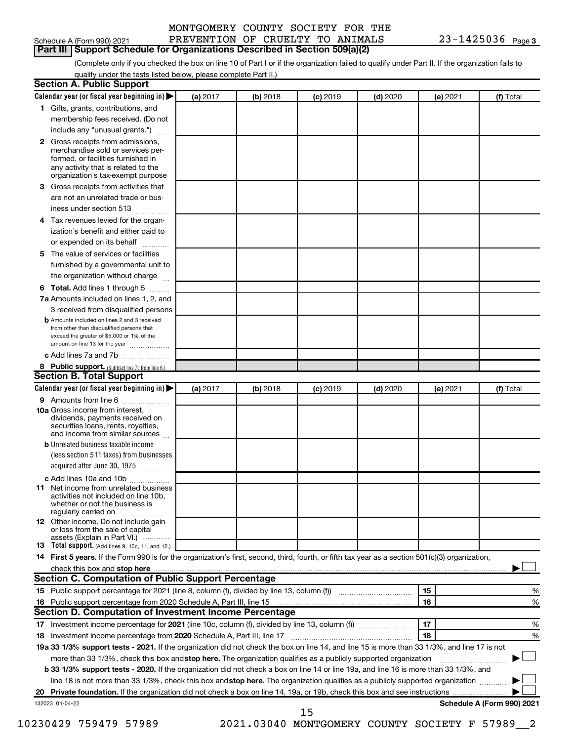MONTGOMERY COUNTY SOCIETY FOR THE PREVENTION OF CRUELTY TO ANIMALS 23-1425036

Schedule A (Form 990) 2021 Page 3

## Part III Support Schedule for Organizations Described in Section 509(a)(2)

(Complete only if you checked the box on line 10 of Part I or if the organization failed to qualify under Part II. If the organization fails to qualify under the tests listed below, please complete Part II.)

### Section A. Public Support

| Calendar year (or fiscal year beginning in) ▶ | (a) 2017 | (b) 2018 | (c) 2019 | (d) 2020 | (e) 2021 | (f) Total |
|---|---|---|---|---|---|---|
| **1** Gifts, grants, contributions, and membership fees received. (Do not include any "unusual grants.") | | | | | | |
| **2** Gross receipts from admissions, merchandise sold or services performed, or facilities furnished in any activity that is related to the organization's tax-exempt purpose | | | | | | |
| **3** Gross receipts from activities that are not an unrelated trade or business under section 513 | | | | | | |
| **4** Tax revenues levied for the organization's benefit and either paid to or expended on its behalf | | | | | | |
| **5** The value of services or facilities furnished by a governmental unit to the organization without charge | | | | | | |
| **6 Total.** Add lines 1 through 5 | | | | | | |
| **7a** Amounts included on lines 1, 2, and 3 received from disqualified persons | | | | | | |
| **b** Amounts included on lines 2 and 3 received from other than disqualified persons that exceed the greater of $5,000 or 1% of the amount on line 13 for the year | | | | | | |
| **c** Add lines 7a and 7b | | | | | | |
| **8 Public support.** (Subtract line 7c from line 6.) | | | | | | |

### Section B. Total Support

| Calendar year (or fiscal year beginning in) ▶ | (a) 2017 | (b) 2018 | (c) 2019 | (d) 2020 | (e) 2021 | (f) Total |
|---|---|---|---|---|---|---|
| **9** Amounts from line 6 | | | | | | |
| **10a** Gross income from interest, dividends, payments received on securities loans, rents, royalties, and income from similar sources | | | | | | |
| **b** Unrelated business taxable income (less section 511 taxes) from businesses acquired after June 30, 1975 | | | | | | |
| **c** Add lines 10a and 10b | | | | | | |
| **11** Net income from unrelated business activities not included on line 10b, whether or not the business is regularly carried on | | | | | | |
| **12** Other income. Do not include gain or loss from the sale of capital assets (Explain in Part VI.) | | | | | | |
| **13 Total support.** (Add lines 9, 10c, 11, and 12.) | | | | | | |

**14 First 5 years.** If the Form 990 is for the organization's first, second, third, fourth, or fifth tax year as a section 501(c)(3) organization, check this box and **stop here** ▶ ☐

### Section C. Computation of Public Support Percentage

| | | | |
|---|---|---|---|
| **15** | Public support percentage for 2021 (line 8, column (f), divided by line 13, column (f)) | 15 | % |
| **16** | Public support percentage from 2020 Schedule A, Part III, line 15 | 16 | % |

### Section D. Computation of Investment Income Percentage

| | | | |
|---|---|---|---|
| **17** | Investment income percentage for **2021** (line 10c, column (f), divided by line 13, column (f)) | 17 | % |
| **18** | Investment income percentage from **2020** Schedule A, Part III, line 17 | 18 | % |

**19a 33 1/3% support tests - 2021.** If the organization did not check the box on line 14, and line 15 is more than 33 1/3%, and line 17 is not more than 33 1/3%, check this box and **stop here.** The organization qualifies as a publicly supported organization ▶ ☐

**b 33 1/3% support tests - 2020.** If the organization did not check a box on line 14 or line 19a, and line 16 is more than 33 1/3%, and line 18 is not more than 33 1/3%, check this box and **stop here.** The organization qualifies as a publicly supported organization ▶ ☐

**20 Private foundation.** If the organization did not check a box on line 14, 19a, or 19b, check this box and see instructions ▶ ☐

132023 01-04-22 **Schedule A (Form 990) 2021**

10230429 759479 57989 2021.03040 MONTGOMERY COUNTY SOCIETY F 57989__2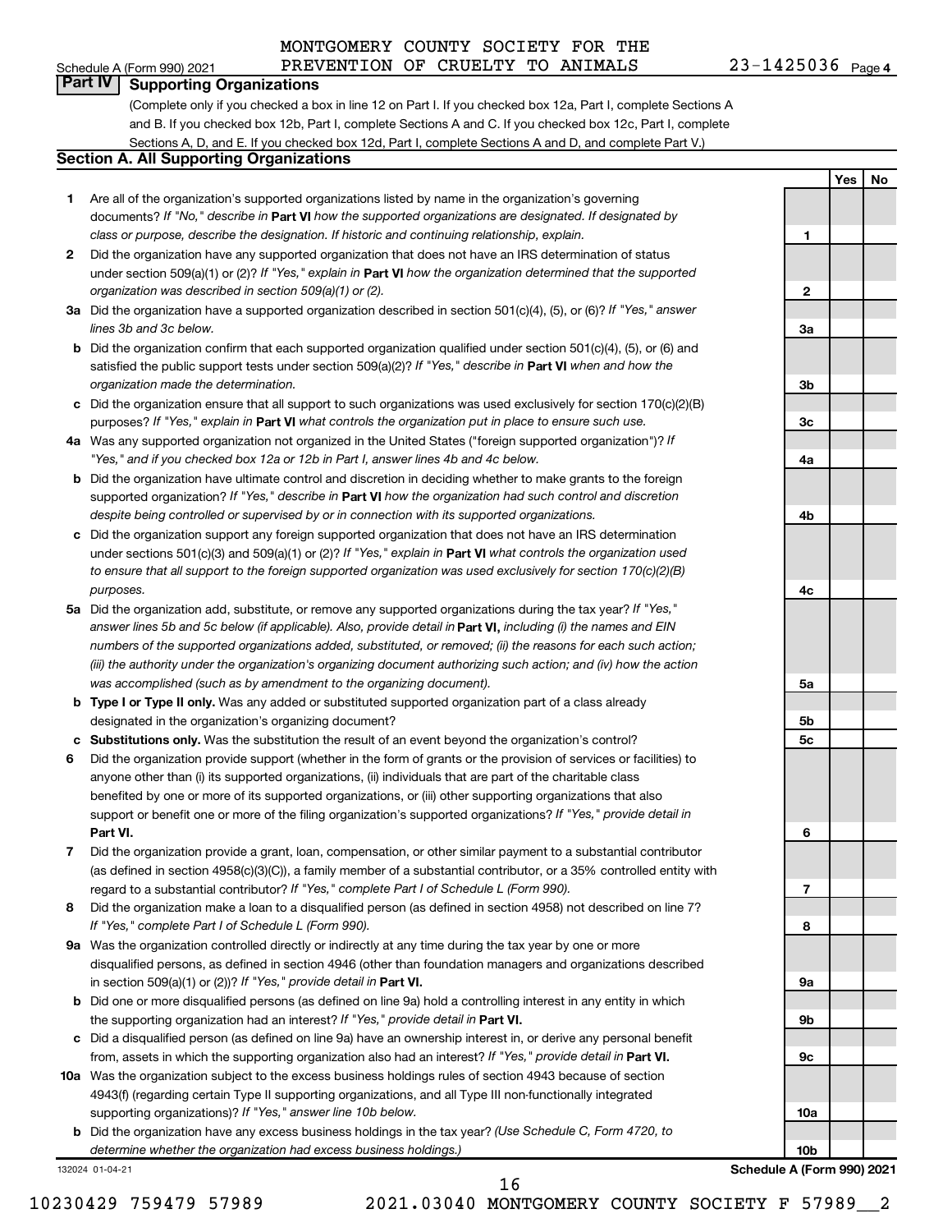MONTGOMERY COUNTY SOCIETY FOR THE PREVENTION OF CRUELTY TO ANIMALS 23-1425036

Schedule A (Form 990) 2021 Page 4

## Part IV Supporting Organizations

(Complete only if you checked a box in line 12 on Part I. If you checked box 12a, Part I, complete Sections A and B. If you checked box 12b, Part I, complete Sections A and C. If you checked box 12c, Part I, complete Sections A, D, and E. If you checked box 12d, Part I, complete Sections A and D, and complete Part V.)

### Section A. All Supporting Organizations

| | | | Yes | No |
|---|---|---|---|---|
| **1** | Are all of the organization's supported organizations listed by name in the organization's governing documents? *If "No," describe in* **Part VI** *how the supported organizations are designated. If designated by class or purpose, describe the designation. If historic and continuing relationship, explain.* | 1 | | |
| **2** | Did the organization have any supported organization that does not have an IRS determination of status under section 509(a)(1) or (2)? *If "Yes," explain in* **Part VI** *how the organization determined that the supported organization was described in section 509(a)(1) or (2).* | 2 | | |
| **3a** | Did the organization have a supported organization described in section 501(c)(4), (5), or (6)? *If "Yes," answer lines 3b and 3c below.* | 3a | | |
| **b** | Did the organization confirm that each supported organization qualified under section 501(c)(4), (5), or (6) and satisfied the public support tests under section 509(a)(2)? *If "Yes," describe in* **Part VI** *when and how the organization made the determination.* | 3b | | |
| **c** | Did the organization ensure that all support to such organizations was used exclusively for section 170(c)(2)(B) purposes? *If "Yes," explain in* **Part VI** *what controls the organization put in place to ensure such use.* | 3c | | |
| **4a** | Was any supported organization not organized in the United States ("foreign supported organization")? *If "Yes," and if you checked box 12a or 12b in Part I, answer lines 4b and 4c below.* | 4a | | |
| **b** | Did the organization have ultimate control and discretion in deciding whether to make grants to the foreign supported organization? *If "Yes," describe in* **Part VI** *how the organization had such control and discretion despite being controlled or supervised by or in connection with its supported organizations.* | 4b | | |
| **c** | Did the organization support any foreign supported organization that does not have an IRS determination under sections 501(c)(3) and 509(a)(1) or (2)? *If "Yes," explain in* **Part VI** *what controls the organization used to ensure that all support to the foreign supported organization was used exclusively for section 170(c)(2)(B) purposes.* | 4c | | |
| **5a** | Did the organization add, substitute, or remove any supported organizations during the tax year? *If "Yes," answer lines 5b and 5c below (if applicable). Also, provide detail in* **Part VI,** *including (i) the names and EIN numbers of the supported organizations added, substituted, or removed; (ii) the reasons for each such action; (iii) the authority under the organization's organizing document authorizing such action; and (iv) how the action was accomplished (such as by amendment to the organizing document).* | 5a | | |
| **b** | **Type I or Type II only.** Was any added or substituted supported organization part of a class already designated in the organization's organizing document? | 5b | | |
| **c** | **Substitutions only.** Was the substitution the result of an event beyond the organization's control? | 5c | | |
| **6** | Did the organization provide support (whether in the form of grants or the provision of services or facilities) to anyone other than (i) its supported organizations, (ii) individuals that are part of the charitable class benefited by one or more of its supported organizations, or (iii) other supporting organizations that also support or benefit one or more of the filing organization's supported organizations? *If "Yes," provide detail in* **Part VI.** | 6 | | |
| **7** | Did the organization provide a grant, loan, compensation, or other similar payment to a substantial contributor (as defined in section 4958(c)(3)(C)), a family member of a substantial contributor, or a 35% controlled entity with regard to a substantial contributor? *If "Yes," complete Part I of Schedule L (Form 990).* | 7 | | |
| **8** | Did the organization make a loan to a disqualified person (as defined in section 4958) not described on line 7? *If "Yes," complete Part I of Schedule L (Form 990).* | 8 | | |
| **9a** | Was the organization controlled directly or indirectly at any time during the tax year by one or more disqualified persons, as defined in section 4946 (other than foundation managers and organizations described in section 509(a)(1) or (2))? *If "Yes," provide detail in* **Part VI.** | 9a | | |
| **b** | Did one or more disqualified persons (as defined on line 9a) hold a controlling interest in any entity in which the supporting organization had an interest? *If "Yes," provide detail in* **Part VI.** | 9b | | |
| **c** | Did a disqualified person (as defined on line 9a) have an ownership interest in, or derive any personal benefit from, assets in which the supporting organization also had an interest? *If "Yes," provide detail in* **Part VI.** | 9c | | |
| **10a** | Was the organization subject to the excess business holdings rules of section 4943 because of section 4943(f) (regarding certain Type II supporting organizations, and all Type III non-functionally integrated supporting organizations)? *If "Yes," answer line 10b below.* | 10a | | |
| **b** | Did the organization have any excess business holdings in the tax year? *(Use Schedule C, Form 4720, to determine whether the organization had excess business holdings.)* | 10b | | |

132024 01-04-21

**Schedule A (Form 990) 2021**

10230429 759479 57989 2021.03040 MONTGOMERY COUNTY SOCIETY F 57989__2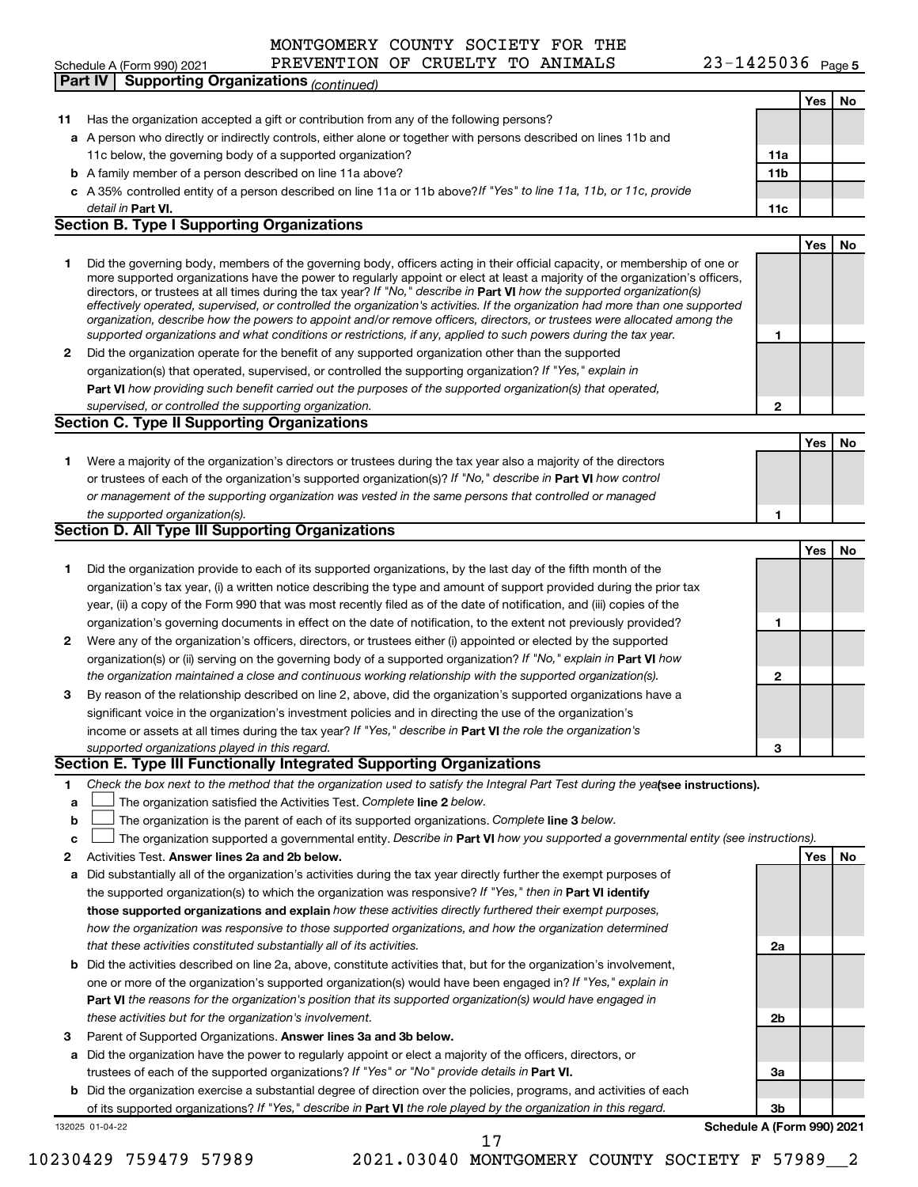MONTGOMERY COUNTY SOCIETY FOR THE PREVENTION OF CRUELTY TO ANIMALS 23-1425036

Schedule A (Form 990) 2021

**Part IV | Supporting Organizations** *(continued)*

| | | | Yes | No |
|---|---|---|---|---|
| **11** | Has the organization accepted a gift or contribution from any of the following persons? | | | |
| **a** | A person who directly or indirectly controls, either alone or together with persons described on lines 11b and 11c below, the governing body of a supported organization? | **11a** | | |
| **b** | A family member of a person described on line 11a above? | **11b** | | |
| **c** | A 35% controlled entity of a person described on line 11a or 11b above? *If "Yes" to line 11a, 11b, or 11c, provide detail in* **Part VI.** | **11c** | | |

## Section B. Type I Supporting Organizations

| | | | Yes | No |
|---|---|---|---|---|
| **1** | Did the governing body, members of the governing body, officers acting in their official capacity, or membership of one or more supported organizations have the power to regularly appoint or elect at least a majority of the organization's officers, directors, or trustees at all times during the tax year? *If "No," describe in* **Part VI** *how the supported organization(s) effectively operated, supervised, or controlled the organization's activities. If the organization had more than one supported organization, describe how the powers to appoint and/or remove officers, directors, or trustees were allocated among the supported organizations and what conditions or restrictions, if any, applied to such powers during the tax year.* | **1** | | |
| **2** | Did the organization operate for the benefit of any supported organization other than the supported organization(s) that operated, supervised, or controlled the supporting organization? *If "Yes," explain in* **Part VI** *how providing such benefit carried out the purposes of the supported organization(s) that operated, supervised, or controlled the supporting organization.* | **2** | | |

## Section C. Type II Supporting Organizations

| | | | Yes | No |
|---|---|---|---|---|
| **1** | Were a majority of the organization's directors or trustees during the tax year also a majority of the directors or trustees of each of the organization's supported organization(s)? *If "No," describe in* **Part VI** *how control or management of the supporting organization was vested in the same persons that controlled or managed the supported organization(s).* | **1** | | |

## Section D. All Type III Supporting Organizations

| | | | Yes | No |
|---|---|---|---|---|
| **1** | Did the organization provide to each of its supported organizations, by the last day of the fifth month of the organization's tax year, (i) a written notice describing the type and amount of support provided during the prior tax year, (ii) a copy of the Form 990 that was most recently filed as of the date of notification, and (iii) copies of the organization's governing documents in effect on the date of notification, to the extent not previously provided? | **1** | | |
| **2** | Were any of the organization's officers, directors, or trustees either (i) appointed or elected by the supported organization(s) or (ii) serving on the governing body of a supported organization? *If "No," explain in* **Part VI** *how the organization maintained a close and continuous working relationship with the supported organization(s).* | **2** | | |
| **3** | By reason of the relationship described on line 2, above, did the organization's supported organizations have a significant voice in the organization's investment policies and in directing the use of the organization's income or assets at all times during the tax year? *If "Yes," describe in* **Part VI** *the role the organization's supported organizations played in this regard.* | **3** | | |

## Section E. Type III Functionally Integrated Supporting Organizations

**1** *Check the box next to the method that the organization used to satisfy the Integral Part Test during the year* **(see instructions).**

- **a** ☐ The organization satisfied the Activities Test. *Complete* **line 2** *below.*
- **b** ☐ The organization is the parent of each of its supported organizations. *Complete* **line 3** *below.*
- **c** ☐ The organization supported a governmental entity. *Describe in* **Part VI** *how you supported a governmental entity (see instructions).*

| | | | Yes | No |
|---|---|---|---|---|
| **2** | Activities Test. **Answer lines 2a and 2b below.** | | | |
| **a** | Did substantially all of the organization's activities during the tax year directly further the exempt purposes of the supported organization(s) to which the organization was responsive? *If "Yes," then in* **Part VI identify those supported organizations and explain** *how these activities directly furthered their exempt purposes, how the organization was responsive to those supported organizations, and how the organization determined that these activities constituted substantially all of its activities.* | **2a** | | |
| **b** | Did the activities described on line 2a, above, constitute activities that, but for the organization's involvement, one or more of the organization's supported organization(s) would have been engaged in? *If "Yes," explain in* **Part VI** *the reasons for the organization's position that its supported organization(s) would have engaged in these activities but for the organization's involvement.* | **2b** | | |
| **3** | Parent of Supported Organizations. **Answer lines 3a and 3b below.** | | | |
| **a** | Did the organization have the power to regularly appoint or elect a majority of the officers, directors, or trustees of each of the supported organizations? *If "Yes" or "No" provide details in* **Part VI.** | **3a** | | |
| **b** | Did the organization exercise a substantial degree of direction over the policies, programs, and activities of each of its supported organizations? *If "Yes," describe in* **Part VI** *the role played by the organization in this regard.* | **3b** | | |

132025 01-04-22 **Schedule A (Form 990) 2021**

10230429 759479 57989 2021.03040 MONTGOMERY COUNTY SOCIETY F 57989__2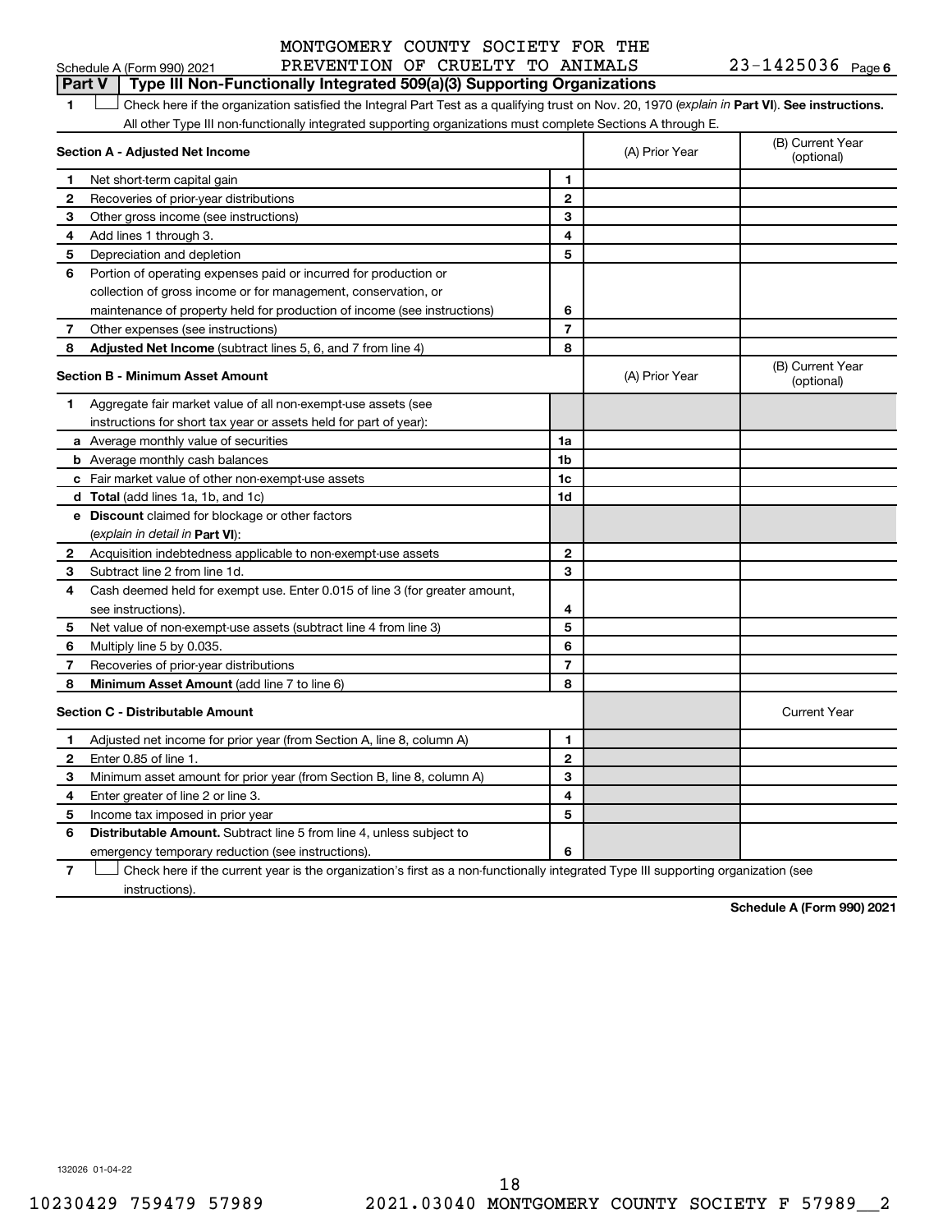MONTGOMERY COUNTY SOCIETY FOR THE PREVENTION OF CRUELTY TO ANIMALS 23-1425036

Schedule A (Form 990) 2021 Page 6

## Part V | Type III Non-Functionally Integrated 509(a)(3) Supporting Organizations

**1** ☐ Check here if the organization satisfied the Integral Part Test as a qualifying trust on Nov. 20, 1970 (*explain in* **Part VI**). **See instructions.** All other Type III non-functionally integrated supporting organizations must complete Sections A through E.

| **Section A - Adjusted Net Income** | | (A) Prior Year | (B) Current Year (optional) |
|---|---|---|---|
| **1** Net short-term capital gain | 1 | | |
| **2** Recoveries of prior-year distributions | 2 | | |
| **3** Other gross income (see instructions) | 3 | | |
| **4** Add lines 1 through 3. | 4 | | |
| **5** Depreciation and depletion | 5 | | |
| **6** Portion of operating expenses paid or incurred for production or collection of gross income or for management, conservation, or maintenance of property held for production of income (see instructions) | 6 | | |
| **7** Other expenses (see instructions) | 7 | | |
| **8** **Adjusted Net Income** (subtract lines 5, 6, and 7 from line 4) | 8 | | |

| **Section B - Minimum Asset Amount** | | (A) Prior Year | (B) Current Year (optional) |
|---|---|---|---|
| **1** Aggregate fair market value of all non-exempt-use assets (see instructions for short tax year or assets held for part of year): | | | |
| **a** Average monthly value of securities | 1a | | |
| **b** Average monthly cash balances | 1b | | |
| **c** Fair market value of other non-exempt-use assets | 1c | | |
| **d** **Total** (add lines 1a, 1b, and 1c) | 1d | | |
| **e** **Discount** claimed for blockage or other factors (*explain in detail in* **Part VI**): | | | |
| **2** Acquisition indebtedness applicable to non-exempt-use assets | 2 | | |
| **3** Subtract line 2 from line 1d. | 3 | | |
| **4** Cash deemed held for exempt use. Enter 0.015 of line 3 (for greater amount, see instructions). | 4 | | |
| **5** Net value of non-exempt-use assets (subtract line 4 from line 3) | 5 | | |
| **6** Multiply line 5 by 0.035. | 6 | | |
| **7** Recoveries of prior-year distributions | 7 | | |
| **8** **Minimum Asset Amount** (add line 7 to line 6) | 8 | | |

| **Section C - Distributable Amount** | | | Current Year |
|---|---|---|---|
| **1** Adjusted net income for prior year (from Section A, line 8, column A) | 1 | | |
| **2** Enter 0.85 of line 1. | 2 | | |
| **3** Minimum asset amount for prior year (from Section B, line 8, column A) | 3 | | |
| **4** Enter greater of line 2 or line 3. | 4 | | |
| **5** Income tax imposed in prior year | 5 | | |
| **6** **Distributable Amount.** Subtract line 5 from line 4, unless subject to emergency temporary reduction (see instructions). | 6 | | |

**7** ☐ Check here if the current year is the organization's first as a non-functionally integrated Type III supporting organization (see instructions).

**Schedule A (Form 990) 2021**

132026 01-04-22

10230429 759479 57989 2021.03040 MONTGOMERY COUNTY SOCIETY F 57989__2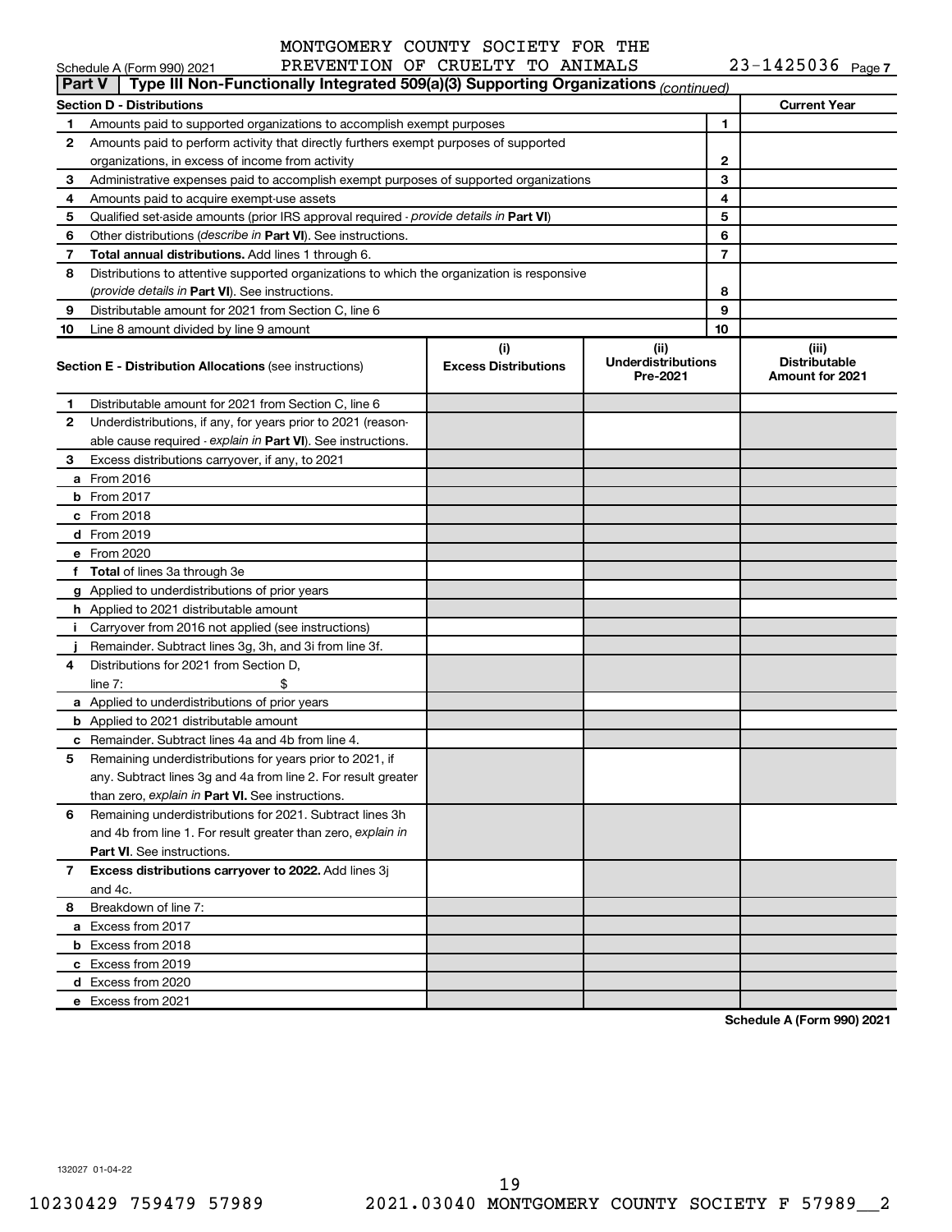Schedule A (Form 990) 2021 MONTGOMERY COUNTY SOCIETY FOR THE PREVENTION OF CRUELTY TO ANIMALS 23-1425036 Page 7

**Part V | Type III Non-Functionally Integrated 509(a)(3) Supporting Organizations** *(continued)*

| **Section D - Distributions** | | | **Current Year** |
|---|---|---|---|
| 1 | Amounts paid to supported organizations to accomplish exempt purposes | 1 | |
| 2 | Amounts paid to perform activity that directly furthers exempt purposes of supported organizations, in excess of income from activity | 2 | |
| 3 | Administrative expenses paid to accomplish exempt purposes of supported organizations | 3 | |
| 4 | Amounts paid to acquire exempt-use assets | 4 | |
| 5 | Qualified set-aside amounts (prior IRS approval required - *provide details in* **Part VI**) | 5 | |
| 6 | Other distributions (*describe in* **Part VI**). See instructions. | 6 | |
| 7 | **Total annual distributions.** Add lines 1 through 6. | 7 | |
| 8 | Distributions to attentive supported organizations to which the organization is responsive (*provide details in* **Part VI**). See instructions. | 8 | |
| 9 | Distributable amount for 2021 from Section C, line 6 | 9 | |
| 10 | Line 8 amount divided by line 9 amount | 10 | |

| **Section E - Distribution Allocations** (see instructions) | (i) **Excess Distributions** | (ii) **Underdistributions Pre-2021** | (iii) **Distributable Amount for 2021** |
|---|---|---|---|
| **1** Distributable amount for 2021 from Section C, line 6 | | | |
| **2** Underdistributions, if any, for years prior to 2021 (reasonable cause required - *explain in* **Part VI**). See instructions. | | | |
| **3** Excess distributions carryover, if any, to 2021 | | | |
| **a** From 2016 | | | |
| **b** From 2017 | | | |
| **c** From 2018 | | | |
| **d** From 2019 | | | |
| **e** From 2020 | | | |
| **f Total** of lines 3a through 3e | | | |
| **g** Applied to underdistributions of prior years | | | |
| **h** Applied to 2021 distributable amount | | | |
| **i** Carryover from 2016 not applied (see instructions) | | | |
| **j** Remainder. Subtract lines 3g, 3h, and 3i from line 3f. | | | |
| **4** Distributions for 2021 from Section D, line 7: $ | | | |
| **a** Applied to underdistributions of prior years | | | |
| **b** Applied to 2021 distributable amount | | | |
| **c** Remainder. Subtract lines 4a and 4b from line 4. | | | |
| **5** Remaining underdistributions for years prior to 2021, if any. Subtract lines 3g and 4a from line 2. For result greater than zero, *explain in* **Part VI.** See instructions. | | | |
| **6** Remaining underdistributions for 2021. Subtract lines 3h and 4b from line 1. For result greater than zero, *explain in* **Part VI**. See instructions. | | | |
| **7 Excess distributions carryover to 2022.** Add lines 3j and 4c. | | | |
| **8** Breakdown of line 7: | | | |
| **a** Excess from 2017 | | | |
| **b** Excess from 2018 | | | |
| **c** Excess from 2019 | | | |
| **d** Excess from 2020 | | | |
| **e** Excess from 2021 | | | |

**Schedule A (Form 990) 2021**

132027 01-04-22

10230429 759479 57989 2021.03040 MONTGOMERY COUNTY SOCIETY F 57989__2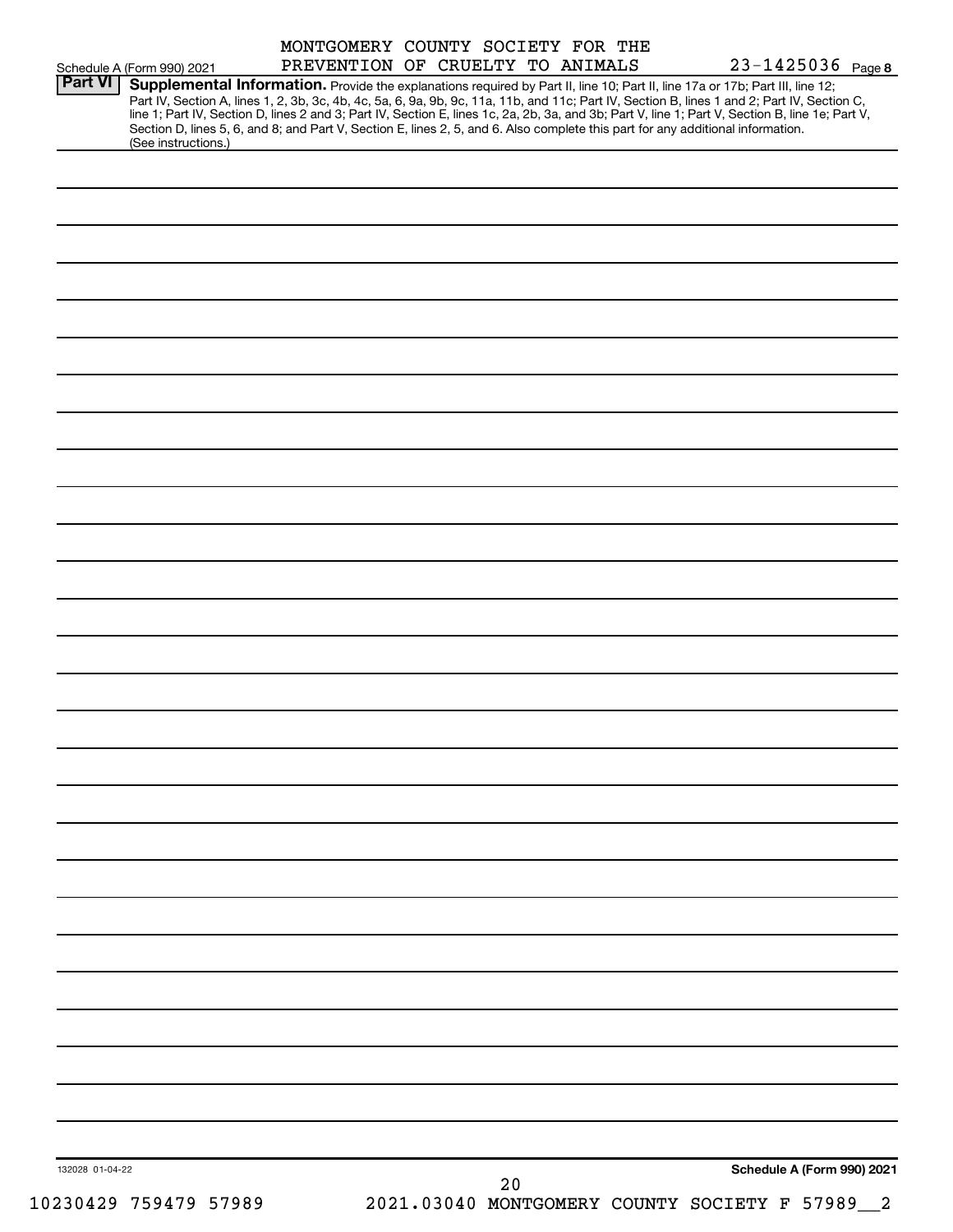MONTGOMERY COUNTY SOCIETY FOR THE PREVENTION OF CRUELTY TO ANIMALS 23-1425036

Schedule A (Form 990) 2021 Page **8**

**Part VI** **Supplemental Information.** Provide the explanations required by Part II, line 10; Part II, line 17a or 17b; Part III, line 12; Part IV, Section A, lines 1, 2, 3b, 3c, 4b, 4c, 5a, 6, 9a, 9b, 9c, 11a, 11b, and 11c; Part IV, Section B, lines 1 and 2; Part IV, Section C, line 1; Part IV, Section D, lines 2 and 3; Part IV, Section E, lines 1c, 2a, 2b, 3a, and 3b; Part V, line 1; Part V, Section B, line 1e; Part V, Section D, lines 5, 6, and 8; and Part V, Section E, lines 2, 5, and 6. Also complete this part for any additional information. (See instructions.)

132028 01-04-22 **Schedule A (Form 990) 2021**

10230429 759479 57989 2021.03040 MONTGOMERY COUNTY SOCIETY F 57989__2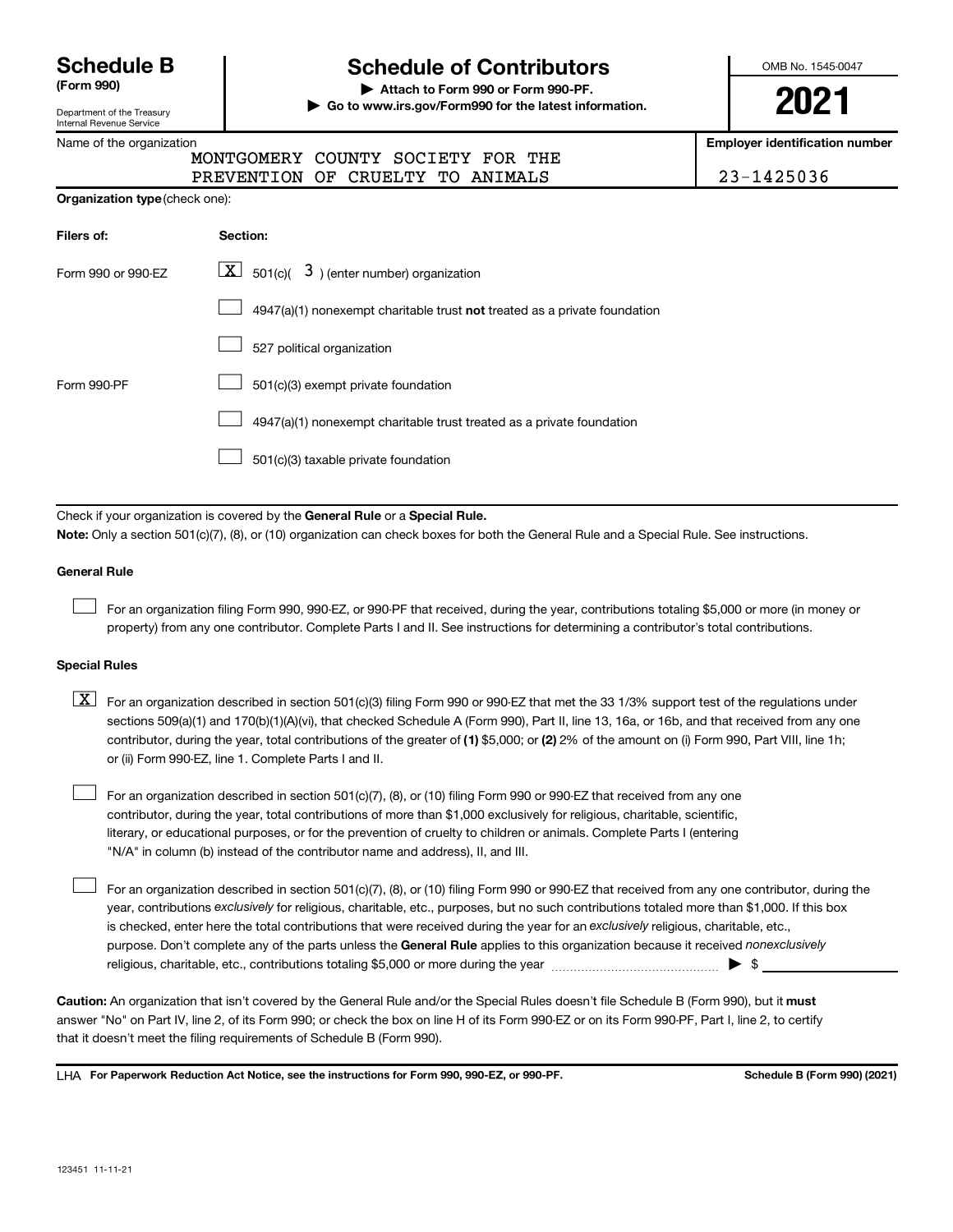# Schedule B (Form 990)

Department of the Treasury
Internal Revenue Service

## Schedule of Contributors

▶ Attach to Form 990 or Form 990-PF.
▶ Go to www.irs.gov/Form990 for the latest information.

OMB No. 1545-0047

**2021**

Name of the organization: MONTGOMERY COUNTY SOCIETY FOR THE PREVENTION OF CRUELTY TO ANIMALS

**Employer identification number**: 23-1425036

**Organization type** (check one):

| **Filers of:** | **Section:** |
|---|---|
| Form 990 or 990-EZ | [X] 501(c)( 3 ) (enter number) organization |
| | [ ] 4947(a)(1) nonexempt charitable trust **not** treated as a private foundation |
| | [ ] 527 political organization |
| Form 990-PF | [ ] 501(c)(3) exempt private foundation |
| | [ ] 4947(a)(1) nonexempt charitable trust treated as a private foundation |
| | [ ] 501(c)(3) taxable private foundation |

Check if your organization is covered by the **General Rule** or a **Special Rule.**

**Note:** Only a section 501(c)(7), (8), or (10) organization can check boxes for both the General Rule and a Special Rule. See instructions.

**General Rule**

[ ] For an organization filing Form 990, 990-EZ, or 990-PF that received, during the year, contributions totaling $5,000 or more (in money or property) from any one contributor. Complete Parts I and II. See instructions for determining a contributor's total contributions.

**Special Rules**

[X] For an organization described in section 501(c)(3) filing Form 990 or 990-EZ that met the 33 1/3% support test of the regulations under sections 509(a)(1) and 170(b)(1)(A)(vi), that checked Schedule A (Form 990), Part II, line 13, 16a, or 16b, and that received from any one contributor, during the year, total contributions of the greater of **(1)** $5,000; or **(2)** 2% of the amount on (i) Form 990, Part VIII, line 1h; or (ii) Form 990-EZ, line 1. Complete Parts I and II.

[ ] For an organization described in section 501(c)(7), (8), or (10) filing Form 990 or 990-EZ that received from any one contributor, during the year, total contributions of more than $1,000 exclusively for religious, charitable, scientific, literary, or educational purposes, or for the prevention of cruelty to children or animals. Complete Parts I (entering "N/A" in column (b) instead of the contributor name and address), II, and III.

[ ] For an organization described in section 501(c)(7), (8), or (10) filing Form 990 or 990-EZ that received from any one contributor, during the year, contributions *exclusively* for religious, charitable, etc., purposes, but no such contributions totaled more than $1,000. If this box is checked, enter here the total contributions that were received during the year for an *exclusively* religious, charitable, etc., purpose. Don't complete any of the parts unless the **General Rule** applies to this organization because it received *nonexclusively* religious, charitable, etc., contributions totaling $5,000 or more during the year ▶ $ ______

**Caution:** An organization that isn't covered by the General Rule and/or the Special Rules doesn't file Schedule B (Form 990), but it **must** answer "No" on Part IV, line 2, of its Form 990; or check the box on line H of its Form 990-EZ or on its Form 990-PF, Part I, line 2, to certify that it doesn't meet the filing requirements of Schedule B (Form 990).

LHA **For Paperwork Reduction Act Notice, see the instructions for Form 990, 990-EZ, or 990-PF.** **Schedule B (Form 990) (2021)**

123451 11-11-21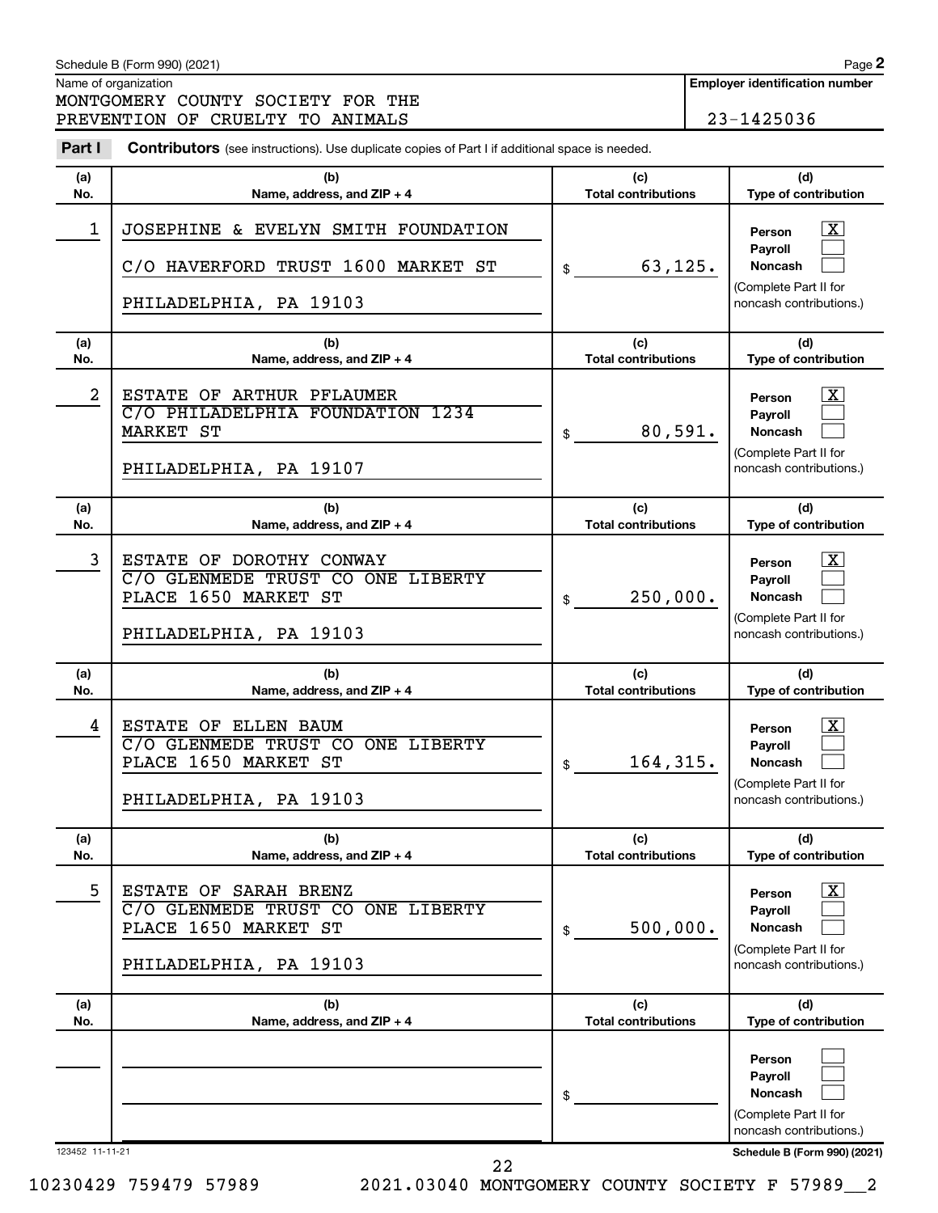Schedule B (Form 990) (2021) Page **2**

Name of organization: MONTGOMERY COUNTY SOCIETY FOR THE PREVENTION OF CRUELTY TO ANIMALS

**Employer identification number:** 23-1425036

**Part I** **Contributors** (see instructions). Use duplicate copies of Part I if additional space is needed.

| (a) No. | (b) Name, address, and ZIP + 4 | (c) Total contributions | (d) Type of contribution |
|---|---|---|---|
| 1 | JOSEPHINE & EVELYN SMITH FOUNDATION<br>C/O HAVERFORD TRUST 1600 MARKET ST<br>PHILADELPHIA, PA 19103 | $ 63,125. | Person [X]<br>Payroll [ ]<br>Noncash [ ]<br>(Complete Part II for noncash contributions.) |
| 2 | ESTATE OF ARTHUR PFLAUMER<br>C/O PHILADELPHIA FOUNDATION 1234 MARKET ST<br>PHILADELPHIA, PA 19107 | $ 80,591. | Person [X]<br>Payroll [ ]<br>Noncash [ ]<br>(Complete Part II for noncash contributions.) |
| 3 | ESTATE OF DOROTHY CONWAY<br>C/O GLENMEDE TRUST CO ONE LIBERTY PLACE 1650 MARKET ST<br>PHILADELPHIA, PA 19103 | $ 250,000. | Person [X]<br>Payroll [ ]<br>Noncash [ ]<br>(Complete Part II for noncash contributions.) |
| 4 | ESTATE OF ELLEN BAUM<br>C/O GLENMEDE TRUST CO ONE LIBERTY PLACE 1650 MARKET ST<br>PHILADELPHIA, PA 19103 | $ 164,315. | Person [X]<br>Payroll [ ]<br>Noncash [ ]<br>(Complete Part II for noncash contributions.) |
| 5 | ESTATE OF SARAH BRENZ<br>C/O GLENMEDE TRUST CO ONE LIBERTY PLACE 1650 MARKET ST<br>PHILADELPHIA, PA 19103 | $ 500,000. | Person [X]<br>Payroll [ ]<br>Noncash [ ]<br>(Complete Part II for noncash contributions.) |
| | | $ | Person [ ]<br>Payroll [ ]<br>Noncash [ ]<br>(Complete Part II for noncash contributions.) |

123452 11-11-21 **Schedule B (Form 990) (2021)**

10230429 759479 57989 2021.03040 MONTGOMERY COUNTY SOCIETY F 57989__2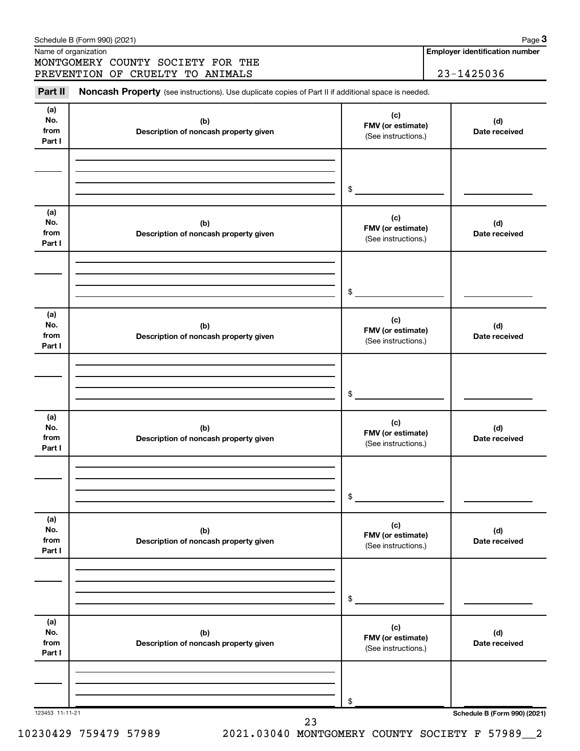Schedule B (Form 990) (2021) Page **3**

Name of organization: MONTGOMERY COUNTY SOCIETY FOR THE PREVENTION OF CRUELTY TO ANIMALS

**Employer identification number:** 23-1425036

**Part II** **Noncash Property** (see instructions). Use duplicate copies of Part II if additional space is needed.

| (a) No. from Part I | (b) Description of noncash property given | (c) FMV (or estimate) (See instructions.) | (d) Date received |
|---|---|---|---|
| | | $ | |

| (a) No. from Part I | (b) Description of noncash property given | (c) FMV (or estimate) (See instructions.) | (d) Date received |
|---|---|---|---|
| | | $ | |

| (a) No. from Part I | (b) Description of noncash property given | (c) FMV (or estimate) (See instructions.) | (d) Date received |
|---|---|---|---|
| | | $ | |

| (a) No. from Part I | (b) Description of noncash property given | (c) FMV (or estimate) (See instructions.) | (d) Date received |
|---|---|---|---|
| | | $ | |

| (a) No. from Part I | (b) Description of noncash property given | (c) FMV (or estimate) (See instructions.) | (d) Date received |
|---|---|---|---|
| | | $ | |

| (a) No. from Part I | (b) Description of noncash property given | (c) FMV (or estimate) (See instructions.) | (d) Date received |
|---|---|---|---|
| | | $ | |

123453 11-11-21

Schedule B (Form 990) (2021)

10230429 759479 57989 2021.03040 MONTGOMERY COUNTY SOCIETY F 57989__2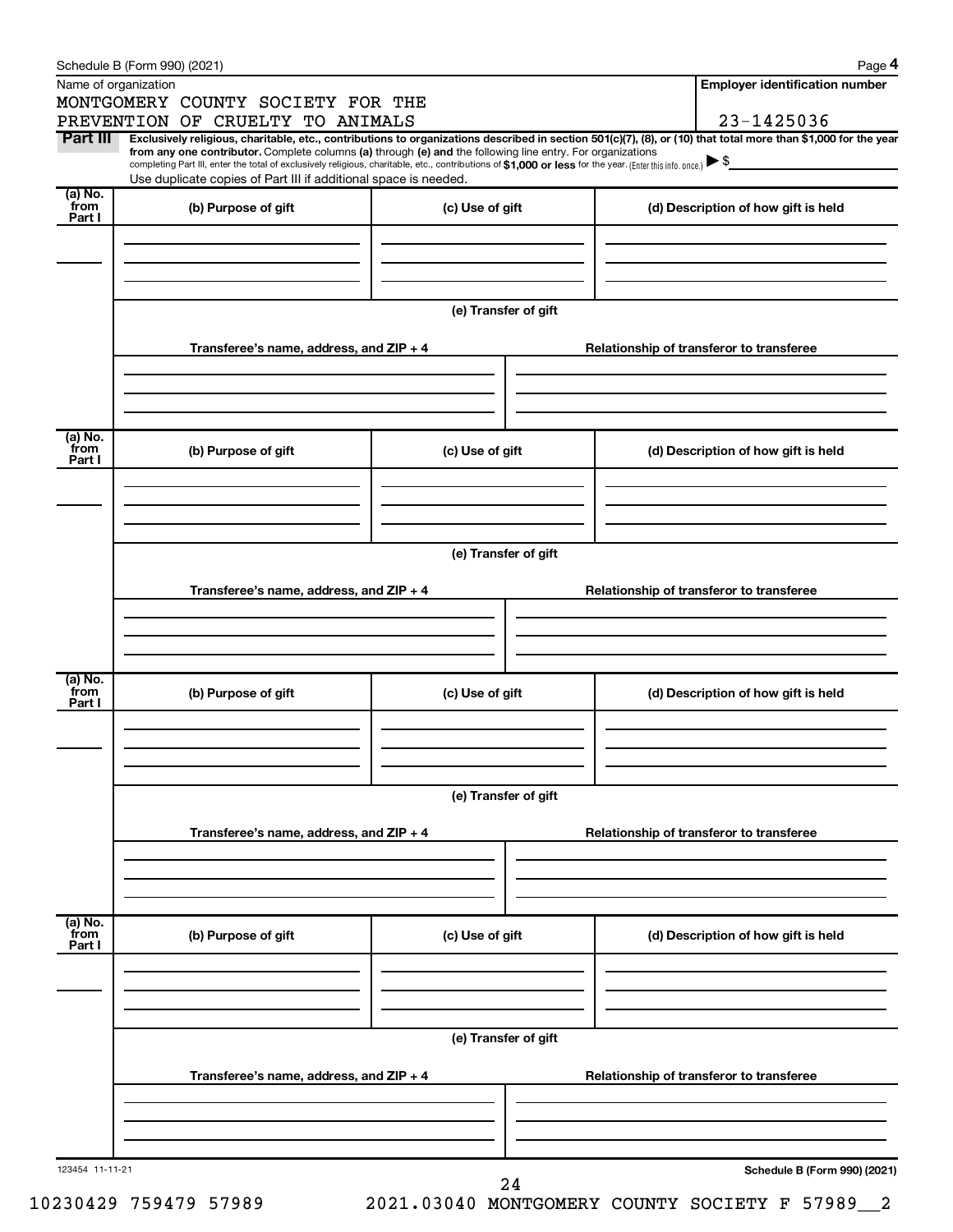Schedule B (Form 990) (2021) Page **4**

Name of organization

MONTGOMERY COUNTY SOCIETY FOR THE PREVENTION OF CRUELTY TO ANIMALS

**Employer identification number**

23-1425036

**Part III** **Exclusively religious, charitable, etc., contributions to organizations described in section 501(c)(7), (8), or (10) that total more than $1,000 for the year from any one contributor.** Complete columns **(a)** through **(e)** and the following line entry. For organizations completing Part III, enter the total of exclusively religious, charitable, etc., contributions of **$1,000 or less** for the year. (Enter this info. once.) ▶ $

Use duplicate copies of Part III if additional space is needed.

| (a) No. from Part I | (b) Purpose of gift | (c) Use of gift | (d) Description of how gift is held |
|---|---|---|---|
| | | | |

(e) Transfer of gift

| Transferee's name, address, and ZIP + 4 | Relationship of transferor to transferee |
|---|---|
| | |

| (a) No. from Part I | (b) Purpose of gift | (c) Use of gift | (d) Description of how gift is held |
|---|---|---|---|
| | | | |

(e) Transfer of gift

| Transferee's name, address, and ZIP + 4 | Relationship of transferor to transferee |
|---|---|
| | |

| (a) No. from Part I | (b) Purpose of gift | (c) Use of gift | (d) Description of how gift is held |
|---|---|---|---|
| | | | |

(e) Transfer of gift

| Transferee's name, address, and ZIP + 4 | Relationship of transferor to transferee |
|---|---|
| | |

| (a) No. from Part I | (b) Purpose of gift | (c) Use of gift | (d) Description of how gift is held |
|---|---|---|---|
| | | | |

(e) Transfer of gift

| Transferee's name, address, and ZIP + 4 | Relationship of transferor to transferee |
|---|---|
| | |

123454 11-11-21 **Schedule B (Form 990) (2021)**

10230429 759479 57989 2021.03040 MONTGOMERY COUNTY SOCIETY F 57989__2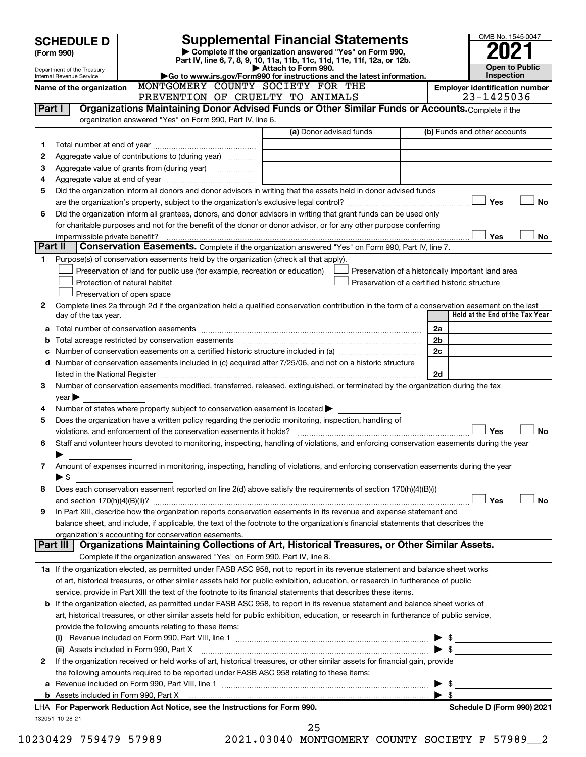# SCHEDULE D (Form 990)

Department of the Treasury
Internal Revenue Service

## Supplemental Financial Statements

▶ Complete if the organization answered "Yes" on Form 990, Part IV, line 6, 7, 8, 9, 10, 11a, 11b, 11c, 11d, 11e, 11f, 12a, or 12b.
▶ Attach to Form 990.
▶Go to www.irs.gov/Form990 for instructions and the latest information.

OMB No. 1545-0047
**2021**
**Open to Public Inspection**

Name of the organization: MONTGOMERY COUNTY SOCIETY FOR THE PREVENTION OF CRUELTY TO ANIMALS

Employer identification number: 23-1425036

### Part I — Organizations Maintaining Donor Advised Funds or Other Similar Funds or Accounts.

Complete if the organization answered "Yes" on Form 990, Part IV, line 6.

| | | (a) Donor advised funds | (b) Funds and other accounts |
|---|---|---|---|
| 1 | Total number at end of year | | |
| 2 | Aggregate value of contributions to (during year) | | |
| 3 | Aggregate value of grants from (during year) | | |
| 4 | Aggregate value at end of year | | |

5 Did the organization inform all donors and donor advisors in writing that the assets held in donor advised funds are the organization's property, subject to the organization's exclusive legal control? ☐ Yes ☐ No

6 Did the organization inform all grantees, donors, and donor advisors in writing that grant funds can be used only for charitable purposes and not for the benefit of the donor or donor advisor, or for any other purpose conferring impermissible private benefit? ☐ Yes ☐ No

### Part II — Conservation Easements.

Complete if the organization answered "Yes" on Form 990, Part IV, line 7.

1 Purpose(s) of conservation easements held by the organization (check all that apply).

- ☐ Preservation of land for public use (for example, recreation or education)
- ☐ Protection of natural habitat
- ☐ Preservation of open space
- ☐ Preservation of a historically important land area
- ☐ Preservation of a certified historic structure

2 Complete lines 2a through 2d if the organization held a qualified conservation contribution in the form of a conservation easement on the last day of the tax year.

| | | | Held at the End of the Tax Year |
|---|---|---|---|
| a | Total number of conservation easements | 2a | |
| b | Total acreage restricted by conservation easements | 2b | |
| c | Number of conservation easements on a certified historic structure included in (a) | 2c | |
| d | Number of conservation easements included in (c) acquired after 7/25/06, and not on a historic structure listed in the National Register | 2d | |

3 Number of conservation easements modified, transferred, released, extinguished, or terminated by the organization during the tax year ▶

4 Number of states where property subject to conservation easement is located ▶

5 Does the organization have a written policy regarding the periodic monitoring, inspection, handling of violations, and enforcement of the conservation easements it holds? ☐ Yes ☐ No

6 Staff and volunteer hours devoted to monitoring, inspecting, handling of violations, and enforcing conservation easements during the year ▶

7 Amount of expenses incurred in monitoring, inspecting, handling of violations, and enforcing conservation easements during the year ▶ $

8 Does each conservation easement reported on line 2(d) above satisfy the requirements of section 170(h)(4)(B)(i) and section 170(h)(4)(B)(ii)? ☐ Yes ☐ No

9 In Part XIII, describe how the organization reports conservation easements in its revenue and expense statement and balance sheet, and include, if applicable, the text of the footnote to the organization's financial statements that describes the organization's accounting for conservation easements.

### Part III — Organizations Maintaining Collections of Art, Historical Treasures, or Other Similar Assets.

Complete if the organization answered "Yes" on Form 990, Part IV, line 8.

1a If the organization elected, as permitted under FASB ASC 958, not to report in its revenue statement and balance sheet works of art, historical treasures, or other similar assets held for public exhibition, education, or research in furtherance of public service, provide in Part XIII the text of the footnote to its financial statements that describes these items.

b If the organization elected, as permitted under FASB ASC 958, to report in its revenue statement and balance sheet works of art, historical treasures, or other similar assets held for public exhibition, education, or research in furtherance of public service, provide the following amounts relating to these items:

(i) Revenue included on Form 990, Part VIII, line 1 ▶ $

(ii) Assets included in Form 990, Part X ▶ $

2 If the organization received or held works of art, historical treasures, or other similar assets for financial gain, provide the following amounts required to be reported under FASB ASC 958 relating to these items:

a Revenue included on Form 990, Part VIII, line 1 ▶ $

b Assets included in Form 990, Part X ▶ $

LHA For Paperwork Reduction Act Notice, see the Instructions for Form 990. Schedule D (Form 990) 2021

132051 10-28-21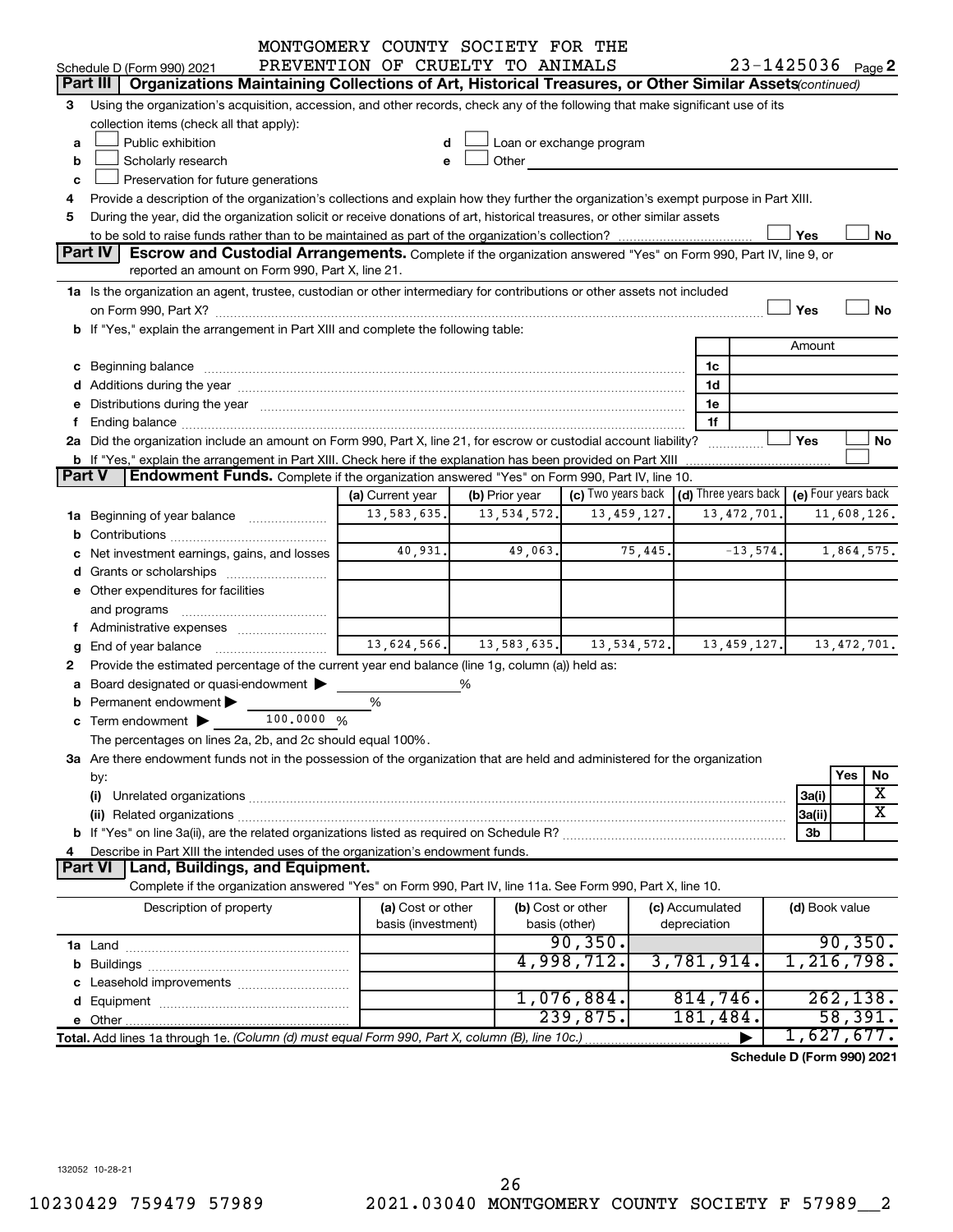MONTGOMERY COUNTY SOCIETY FOR THE PREVENTION OF CRUELTY TO ANIMALS

Schedule D (Form 990) 2021 — 23-1425036 Page 2

## Part III Organizations Maintaining Collections of Art, Historical Treasures, or Other Similar Assets *(continued)*

3 Using the organization's acquisition, accession, and other records, check any of the following that make significant use of its collection items (check all that apply):

- a ☐ Public exhibition
- b ☐ Scholarly research
- c ☐ Preservation for future generations
- d ☐ Loan or exchange program
- e ☐ Other

4 Provide a description of the organization's collections and explain how they further the organization's exempt purpose in Part XIII.

5 During the year, did the organization solicit or receive donations of art, historical treasures, or other similar assets to be sold to raise funds rather than to be maintained as part of the organization's collection? ☐ Yes ☐ No

## Part IV Escrow and Custodial Arrangements.

Complete if the organization answered "Yes" on Form 990, Part IV, line 9, or reported an amount on Form 990, Part X, line 21.

1a Is the organization an agent, trustee, custodian or other intermediary for contributions or other assets not included on Form 990, Part X? ☐ Yes ☐ No

b If "Yes," explain the arrangement in Part XIII and complete the following table:

| | | Amount |
|---|---|---|
| c Beginning balance | 1c | |
| d Additions during the year | 1d | |
| e Distributions during the year | 1e | |
| f Ending balance | 1f | |

2a Did the organization include an amount on Form 990, Part X, line 21, for escrow or custodial account liability? ☐ Yes ☐ No

b If "Yes," explain the arrangement in Part XIII. Check here if the explanation has been provided on Part XIII ☐

## Part V Endowment Funds.

Complete if the organization answered "Yes" on Form 990, Part IV, line 10.

| | (a) Current year | (b) Prior year | (c) Two years back | (d) Three years back | (e) Four years back |
|---|---|---|---|---|---|
| 1a Beginning of year balance | 13,583,635. | 13,534,572. | 13,459,127. | 13,472,701. | 11,608,126. |
| b Contributions | | | | | |
| c Net investment earnings, gains, and losses | 40,931. | 49,063. | 75,445. | -13,574. | 1,864,575. |
| d Grants or scholarships | | | | | |
| e Other expenditures for facilities and programs | | | | | |
| f Administrative expenses | | | | | |
| g End of year balance | 13,624,566. | 13,583,635. | 13,534,572. | 13,459,127. | 13,472,701. |

2 Provide the estimated percentage of the current year end balance (line 1g, column (a)) held as:

- a Board designated or quasi-endowment ▶ %
- b Permanent endowment ▶ %
- c Term endowment ▶ 100.0000 %

The percentages on lines 2a, 2b, and 2c should equal 100%.

3a Are there endowment funds not in the possession of the organization that are held and administered for the organization by:

| | | Yes | No |
|---|---|---|---|
| (i) Unrelated organizations | 3a(i) | | X |
| (ii) Related organizations | 3a(ii) | | X |
| b If "Yes" on line 3a(ii), are the related organizations listed as required on Schedule R? | 3b | | |

4 Describe in Part XIII the intended uses of the organization's endowment funds.

## Part VI Land, Buildings, and Equipment.

Complete if the organization answered "Yes" on Form 990, Part IV, line 11a. See Form 990, Part X, line 10.

| Description of property | (a) Cost or other basis (investment) | (b) Cost or other basis (other) | (c) Accumulated depreciation | (d) Book value |
|---|---|---|---|---|
| 1a Land | | 90,350. | | 90,350. |
| b Buildings | | 4,998,712. | 3,781,914. | 1,216,798. |
| c Leasehold improvements | | | | |
| d Equipment | | 1,076,884. | 814,746. | 262,138. |
| e Other | | 239,875. | 181,484. | 58,391. |
| **Total.** Add lines 1a through 1e. *(Column (d) must equal Form 990, Part X, column (B), line 10c.)* | | | ▶ | 1,627,677. |

**Schedule D (Form 990) 2021**

132052 10-28-21

10230429 759479 57989 2021.03040 MONTGOMERY COUNTY SOCIETY F 57989__2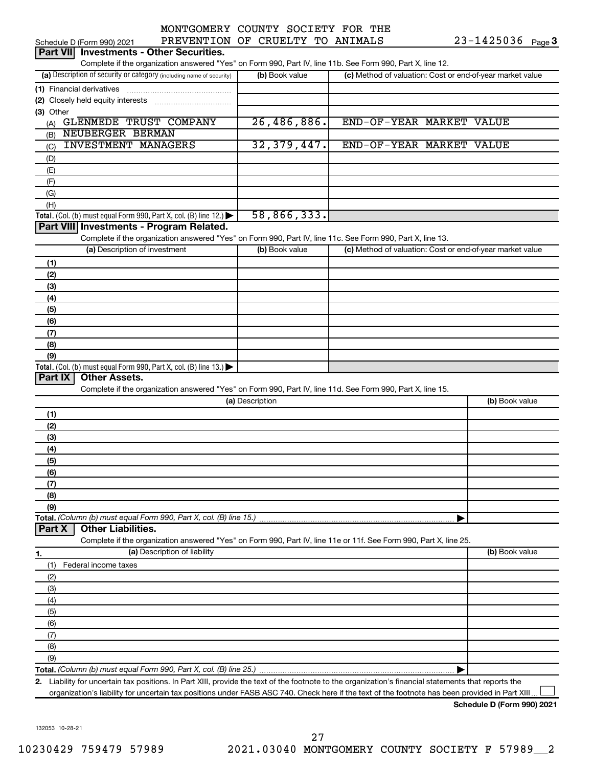MONTGOMERY COUNTY SOCIETY FOR THE PREVENTION OF CRUELTY TO ANIMALS 23-1425036

Schedule D (Form 990) 2021 Page 3

## Part VII Investments - Other Securities.

Complete if the organization answered "Yes" on Form 990, Part IV, line 11b. See Form 990, Part X, line 12.

| (a) Description of security or category (including name of security) | (b) Book value | (c) Method of valuation: Cost or end-of-year market value |
|---|---|---|
| (1) Financial derivatives | | |
| (2) Closely held equity interests | | |
| (3) Other | | |
| (A) GLENMEDE TRUST COMPANY | 26,486,886. | END-OF-YEAR MARKET VALUE |
| (B) NEUBERGER BERMAN | | |
| (C) INVESTMENT MANAGERS | 32,379,447. | END-OF-YEAR MARKET VALUE |
| (D) | | |
| (E) | | |
| (F) | | |
| (G) | | |
| (H) | | |
| **Total.** (Col. (b) must equal Form 990, Part X, col. (B) line 12.) ▶ | 58,866,333. | |

## Part VIII Investments - Program Related.

Complete if the organization answered "Yes" on Form 990, Part IV, line 11c. See Form 990, Part X, line 13.

| (a) Description of investment | (b) Book value | (c) Method of valuation: Cost or end-of-year market value |
|---|---|---|
| (1) | | |
| (2) | | |
| (3) | | |
| (4) | | |
| (5) | | |
| (6) | | |
| (7) | | |
| (8) | | |
| (9) | | |
| **Total.** (Col. (b) must equal Form 990, Part X, col. (B) line 13.) ▶ | | |

## Part IX Other Assets.

Complete if the organization answered "Yes" on Form 990, Part IV, line 11d. See Form 990, Part X, line 15.

| (a) Description | (b) Book value |
|---|---|
| (1) | |
| (2) | |
| (3) | |
| (4) | |
| (5) | |
| (6) | |
| (7) | |
| (8) | |
| (9) | |
| **Total.** *(Column (b) must equal Form 990, Part X, col. (B) line 15.)* ▶ | |

## Part X Other Liabilities.

Complete if the organization answered "Yes" on Form 990, Part IV, line 11e or 11f. See Form 990, Part X, line 25.

| 1. (a) Description of liability | (b) Book value |
|---|---|
| (1) Federal income taxes | |
| (2) | |
| (3) | |
| (4) | |
| (5) | |
| (6) | |
| (7) | |
| (8) | |
| (9) | |
| **Total.** *(Column (b) must equal Form 990, Part X, col. (B) line 25.)* ▶ | |

2. Liability for uncertain tax positions. In Part XIII, provide the text of the footnote to the organization's financial statements that reports the organization's liability for uncertain tax positions under FASB ASC 740. Check here if the text of the footnote has been provided in Part XIII ☐

**Schedule D (Form 990) 2021**

132053 10-28-21

10230429 759479 57989 2021.03040 MONTGOMERY COUNTY SOCIETY F 57989__2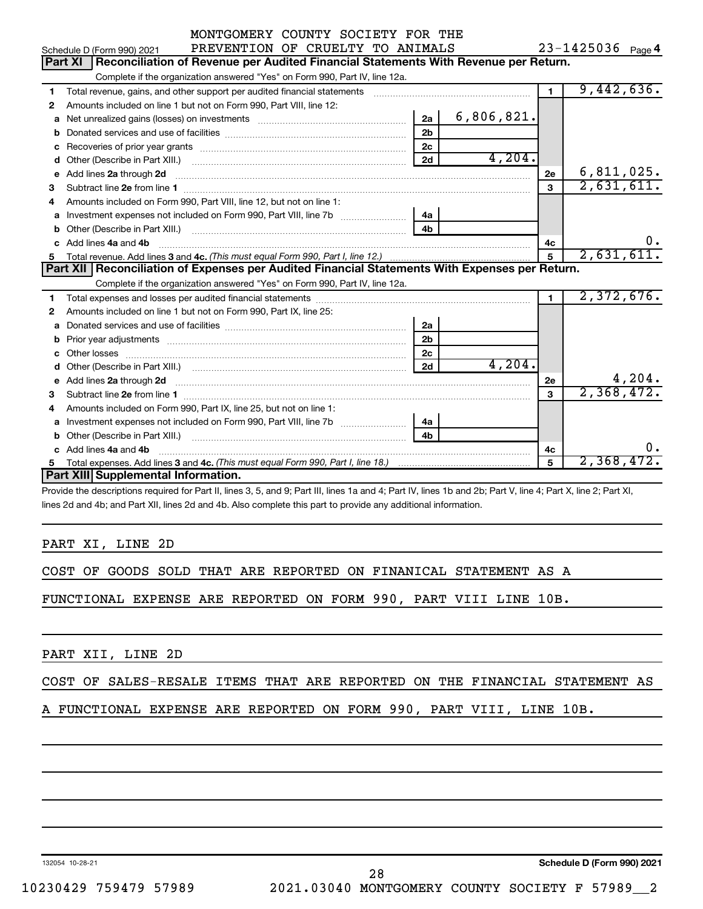MONTGOMERY COUNTY SOCIETY FOR THE PREVENTION OF CRUELTY TO ANIMALS 23-1425036

Schedule D (Form 990) 2021 Page 4

## Part XI Reconciliation of Revenue per Audited Financial Statements With Revenue per Return.

Complete if the organization answered "Yes" on Form 990, Part IV, line 12a.

| | | | | | |
|---|---|---|---|---|---|
| 1 | Total revenue, gains, and other support per audited financial statements | | | 1 | 9,442,636. |
| 2 | Amounts included on line 1 but not on Form 990, Part VIII, line 12: | | | | |
| a | Net unrealized gains (losses) on investments | 2a | 6,806,821. | | |
| b | Donated services and use of facilities | 2b | | | |
| c | Recoveries of prior year grants | 2c | | | |
| d | Other (Describe in Part XIII.) | 2d | 4,204. | | |
| e | Add lines 2a through 2d | | | 2e | 6,811,025. |
| 3 | Subtract line 2e from line 1 | | | 3 | 2,631,611. |
| 4 | Amounts included on Form 990, Part VIII, line 12, but not on line 1: | | | | |
| a | Investment expenses not included on Form 990, Part VIII, line 7b | 4a | | | |
| b | Other (Describe in Part XIII.) | 4b | | | |
| c | Add lines 4a and 4b | | | 4c | 0. |
| 5 | Total revenue. Add lines 3 and 4c. *(This must equal Form 990, Part I, line 12.)* | | | 5 | 2,631,611. |

## Part XII Reconciliation of Expenses per Audited Financial Statements With Expenses per Return.

Complete if the organization answered "Yes" on Form 990, Part IV, line 12a.

| | | | | | |
|---|---|---|---|---|---|
| 1 | Total expenses and losses per audited financial statements | | | 1 | 2,372,676. |
| 2 | Amounts included on line 1 but not on Form 990, Part IX, line 25: | | | | |
| a | Donated services and use of facilities | 2a | | | |
| b | Prior year adjustments | 2b | | | |
| c | Other losses | 2c | | | |
| d | Other (Describe in Part XIII.) | 2d | 4,204. | | |
| e | Add lines 2a through 2d | | | 2e | 4,204. |
| 3 | Subtract line 2e from line 1 | | | 3 | 2,368,472. |
| 4 | Amounts included on Form 990, Part IX, line 25, but not on line 1: | | | | |
| a | Investment expenses not included on Form 990, Part VIII, line 7b | 4a | | | |
| b | Other (Describe in Part XIII.) | 4b | | | |
| c | Add lines 4a and 4b | | | 4c | 0. |
| 5 | Total expenses. Add lines 3 and 4c. *(This must equal Form 990, Part I, line 18.)* | | | 5 | 2,368,472. |

## Part XIII Supplemental Information.

Provide the descriptions required for Part II, lines 3, 5, and 9; Part III, lines 1a and 4; Part IV, lines 1b and 2b; Part V, line 4; Part X, line 2; Part XI, lines 2d and 4b; and Part XII, lines 2d and 4b. Also complete this part to provide any additional information.

PART XI, LINE 2D

COST OF GOODS SOLD THAT ARE REPORTED ON FINANICAL STATEMENT AS A FUNCTIONAL EXPENSE ARE REPORTED ON FORM 990, PART VIII LINE 10B.

PART XII, LINE 2D

COST OF SALES-RESALE ITEMS THAT ARE REPORTED ON THE FINANCIAL STATEMENT AS A FUNCTIONAL EXPENSE ARE REPORTED ON FORM 990, PART VIII, LINE 10B.

132054 10-28-21

Schedule D (Form 990) 2021

10230429 759479 57989 2021.03040 MONTGOMERY COUNTY SOCIETY F 57989__2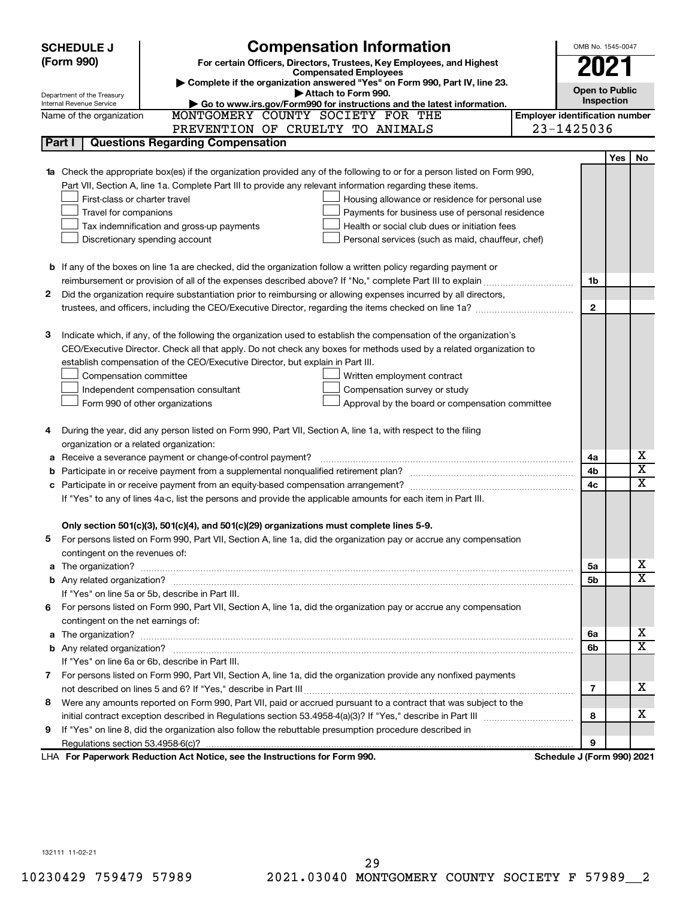# SCHEDULE J (Form 990)

## Compensation Information

**For certain Officers, Directors, Trustees, Key Employees, and Highest Compensated Employees**

▶ Complete if the organization answered "Yes" on Form 990, Part IV, line 23.

▶ Attach to Form 990.

▶ Go to www.irs.gov/Form990 for instructions and the latest information.

OMB No. 1545-0047

**2021**

**Open to Public Inspection**

Department of the Treasury
Internal Revenue Service

Name of the organization: MONTGOMERY COUNTY SOCIETY FOR THE PREVENTION OF CRUELTY TO ANIMALS

**Employer identification number:** 23-1425036

## Part I — Questions Regarding Compensation

| | | Line | Yes | No |
|---|---|---|---|---|
| **1a** | Check the appropriate box(es) if the organization provided any of the following to or for a person listed on Form 990, Part VII, Section A, line 1a. Complete Part III to provide any relevant information regarding these items.<br>☐ First-class or charter travel ☐ Housing allowance or residence for personal use<br>☐ Travel for companions ☐ Payments for business use of personal residence<br>☐ Tax indemnification and gross-up payments ☐ Health or social club dues or initiation fees<br>☐ Discretionary spending account ☐ Personal services (such as maid, chauffeur, chef) | | | |
| **b** | If any of the boxes on line 1a are checked, did the organization follow a written policy regarding payment or reimbursement or provision of all of the expenses described above? If "No," complete Part III to explain | 1b | | |
| **2** | Did the organization require substantiation prior to reimbursing or allowing expenses incurred by all directors, trustees, and officers, including the CEO/Executive Director, regarding the items checked on line 1a? | 2 | | |
| **3** | Indicate which, if any, of the following the organization used to establish the compensation of the organization's CEO/Executive Director. Check all that apply. Do not check any boxes for methods used by a related organization to establish compensation of the CEO/Executive Director, but explain in Part III.<br>☐ Compensation committee ☐ Written employment contract<br>☐ Independent compensation consultant ☐ Compensation survey or study<br>☐ Form 990 of other organizations ☐ Approval by the board or compensation committee | | | |
| **4** | During the year, did any person listed on Form 990, Part VII, Section A, line 1a, with respect to the filing organization or a related organization: | | | |
| **a** | Receive a severance payment or change-of-control payment? | 4a | | X |
| **b** | Participate in or receive payment from a supplemental nonqualified retirement plan? | 4b | | X |
| **c** | Participate in or receive payment from an equity-based compensation arrangement? | 4c | | X |
| | If "Yes" to any of lines 4a-c, list the persons and provide the applicable amounts for each item in Part III. | | | |
| | **Only section 501(c)(3), 501(c)(4), and 501(c)(29) organizations must complete lines 5-9.** | | | |
| **5** | For persons listed on Form 990, Part VII, Section A, line 1a, did the organization pay or accrue any compensation contingent on the revenues of: | | | |
| **a** | The organization? | 5a | | X |
| **b** | Any related organization? | 5b | | X |
| | If "Yes" on line 5a or 5b, describe in Part III. | | | |
| **6** | For persons listed on Form 990, Part VII, Section A, line 1a, did the organization pay or accrue any compensation contingent on the net earnings of: | | | |
| **a** | The organization? | 6a | | X |
| **b** | Any related organization? | 6b | | X |
| | If "Yes" on line 6a or 6b, describe in Part III. | | | |
| **7** | For persons listed on Form 990, Part VII, Section A, line 1a, did the organization provide any nonfixed payments not described on lines 5 and 6? If "Yes," describe in Part III | 7 | | X |
| **8** | Were any amounts reported on Form 990, Part VII, paid or accrued pursuant to a contract that was subject to the initial contract exception described in Regulations section 53.4958-4(a)(3)? If "Yes," describe in Part III | 8 | | X |
| **9** | If "Yes" on line 8, did the organization also follow the rebuttable presumption procedure described in Regulations section 53.4958-6(c)? | 9 | | |

LHA **For Paperwork Reduction Act Notice, see the Instructions for Form 990.** **Schedule J (Form 990) 2021**

132111 11-02-21

10230429 759479 57989 2021.03040 MONTGOMERY COUNTY SOCIETY F 57989__2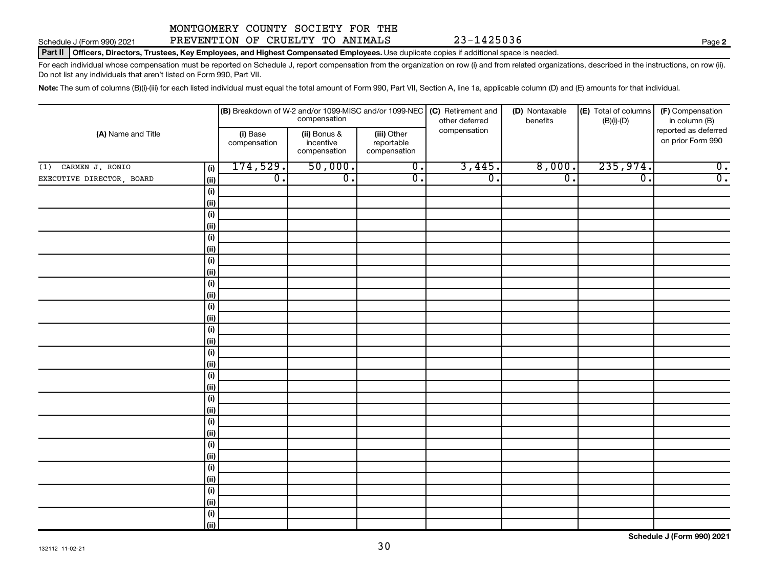MONTGOMERY COUNTY SOCIETY FOR THE PREVENTION OF CRUELTY TO ANIMALS 23-1425036

Schedule J (Form 990) 2021 Page **2**

**Part II Officers, Directors, Trustees, Key Employees, and Highest Compensated Employees.** Use duplicate copies if additional space is needed.

For each individual whose compensation must be reported on Schedule J, report compensation from the organization on row (i) and from related organizations, described in the instructions, on row (ii). Do not list any individuals that aren't listed on Form 990, Part VII.

**Note:** The sum of columns (B)(i)-(iii) for each listed individual must equal the total amount of Form 990, Part VII, Section A, line 1a, applicable column (D) and (E) amounts for that individual.

| (A) Name and Title | | (B) Breakdown of W-2 and/or 1099-MISC and/or 1099-NEC compensation | | | (C) Retirement and other deferred compensation | (D) Nontaxable benefits | (E) Total of columns (B)(i)-(D) | (F) Compensation in column (B) reported as deferred on prior Form 990 |
|---|---|---|---|---|---|---|---|---|
| | | (i) Base compensation | (ii) Bonus & incentive compensation | (iii) Other reportable compensation | | | | |
| (1) CARMEN J. RONIO | (i) | 174,529. | 50,000. | 0. | 3,445. | 8,000. | 235,974. | 0. |
| EXECUTIVE DIRECTOR, BOARD | (ii) | 0. | 0. | 0. | 0. | 0. | 0. | 0. |
| | (i) | | | | | | | |
| | (ii) | | | | | | | |
| | (i) | | | | | | | |
| | (ii) | | | | | | | |
| | (i) | | | | | | | |
| | (ii) | | | | | | | |
| | (i) | | | | | | | |
| | (ii) | | | | | | | |
| | (i) | | | | | | | |
| | (ii) | | | | | | | |
| | (i) | | | | | | | |
| | (ii) | | | | | | | |
| | (i) | | | | | | | |
| | (ii) | | | | | | | |
| | (i) | | | | | | | |
| | (ii) | | | | | | | |
| | (i) | | | | | | | |
| | (ii) | | | | | | | |
| | (i) | | | | | | | |
| | (ii) | | | | | | | |
| | (i) | | | | | | | |
| | (ii) | | | | | | | |
| | (i) | | | | | | | |
| | (ii) | | | | | | | |
| | (i) | | | | | | | |
| | (ii) | | | | | | | |
| | (i) | | | | | | | |
| | (ii) | | | | | | | |
| | (i) | | | | | | | |
| | (ii) | | | | | | | |

**Schedule J (Form 990) 2021**

132112 11-02-21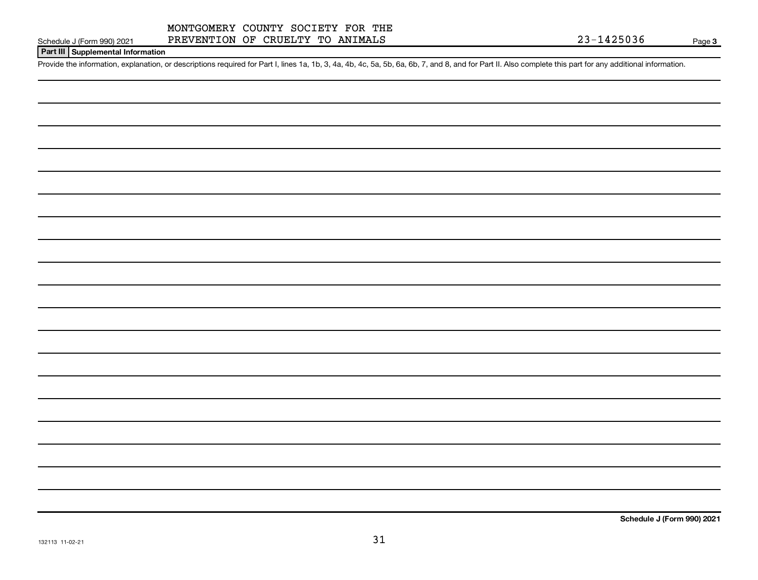MONTGOMERY COUNTY SOCIETY FOR THE PREVENTION OF CRUELTY TO ANIMALS

23-1425036

Schedule J (Form 990) 2021

## Part III Supplemental Information

Provide the information, explanation, or descriptions required for Part I, lines 1a, 1b, 3, 4a, 4b, 4c, 5a, 5b, 6a, 6b, 7, and 8, and for Part II. Also complete this part for any additional information.

**Schedule J (Form 990) 2021**

132113 11-02-21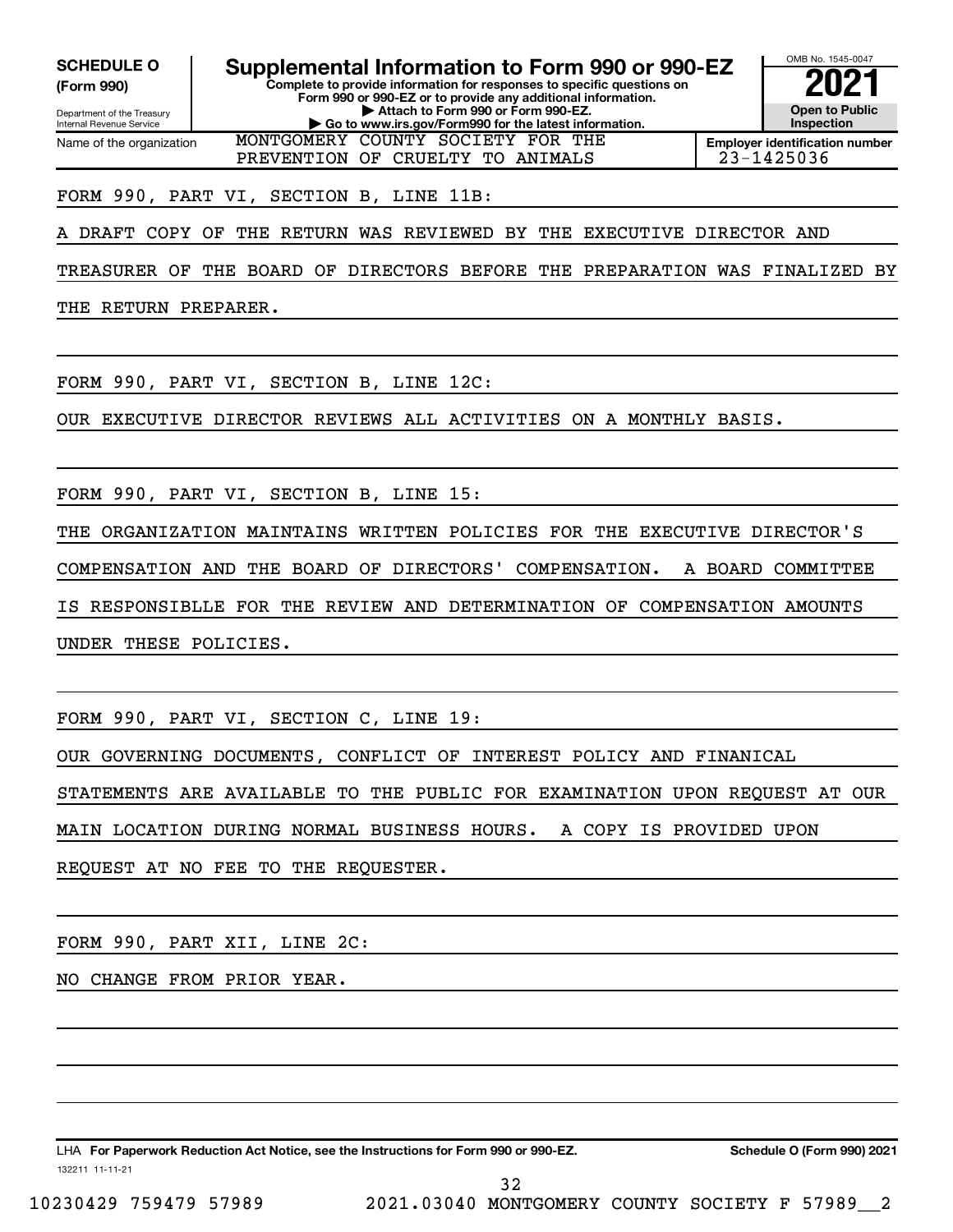**SCHEDULE O**
**(Form 990)**

Department of the Treasury
Internal Revenue Service

# Supplemental Information to Form 990 or 990-EZ

**Complete to provide information for responses to specific questions on Form 990 or 990-EZ or to provide any additional information.**
**▶ Attach to Form 990 or Form 990-EZ.**
**▶ Go to www.irs.gov/Form990 for the latest information.**

OMB No. 1545-0047

**2021**

**Open to Public Inspection**

| Name of the organization | Employer identification number |
|---|---|
| MONTGOMERY COUNTY SOCIETY FOR THE PREVENTION OF CRUELTY TO ANIMALS | 23-1425036 |

FORM 990, PART VI, SECTION B, LINE 11B:

A DRAFT COPY OF THE RETURN WAS REVIEWED BY THE EXECUTIVE DIRECTOR AND TREASURER OF THE BOARD OF DIRECTORS BEFORE THE PREPARATION WAS FINALIZED BY THE RETURN PREPARER.

FORM 990, PART VI, SECTION B, LINE 12C:

OUR EXECUTIVE DIRECTOR REVIEWS ALL ACTIVITIES ON A MONTHLY BASIS.

FORM 990, PART VI, SECTION B, LINE 15:

THE ORGANIZATION MAINTAINS WRITTEN POLICIES FOR THE EXECUTIVE DIRECTOR'S COMPENSATION AND THE BOARD OF DIRECTORS' COMPENSATION. A BOARD COMMITTEE IS RESPONSIBLLE FOR THE REVIEW AND DETERMINATION OF COMPENSATION AMOUNTS UNDER THESE POLICIES.

FORM 990, PART VI, SECTION C, LINE 19:

OUR GOVERNING DOCUMENTS, CONFLICT OF INTEREST POLICY AND FINANICAL STATEMENTS ARE AVAILABLE TO THE PUBLIC FOR EXAMINATION UPON REQUEST AT OUR MAIN LOCATION DURING NORMAL BUSINESS HOURS. A COPY IS PROVIDED UPON REQUEST AT NO FEE TO THE REQUESTER.

FORM 990, PART XII, LINE 2C:

NO CHANGE FROM PRIOR YEAR.

LHA **For Paperwork Reduction Act Notice, see the Instructions for Form 990 or 990-EZ.** **Schedule O (Form 990) 2021**

132211 11-11-21

10230429 759479 57989 2021.03040 MONTGOMERY COUNTY SOCIETY F 57989__2